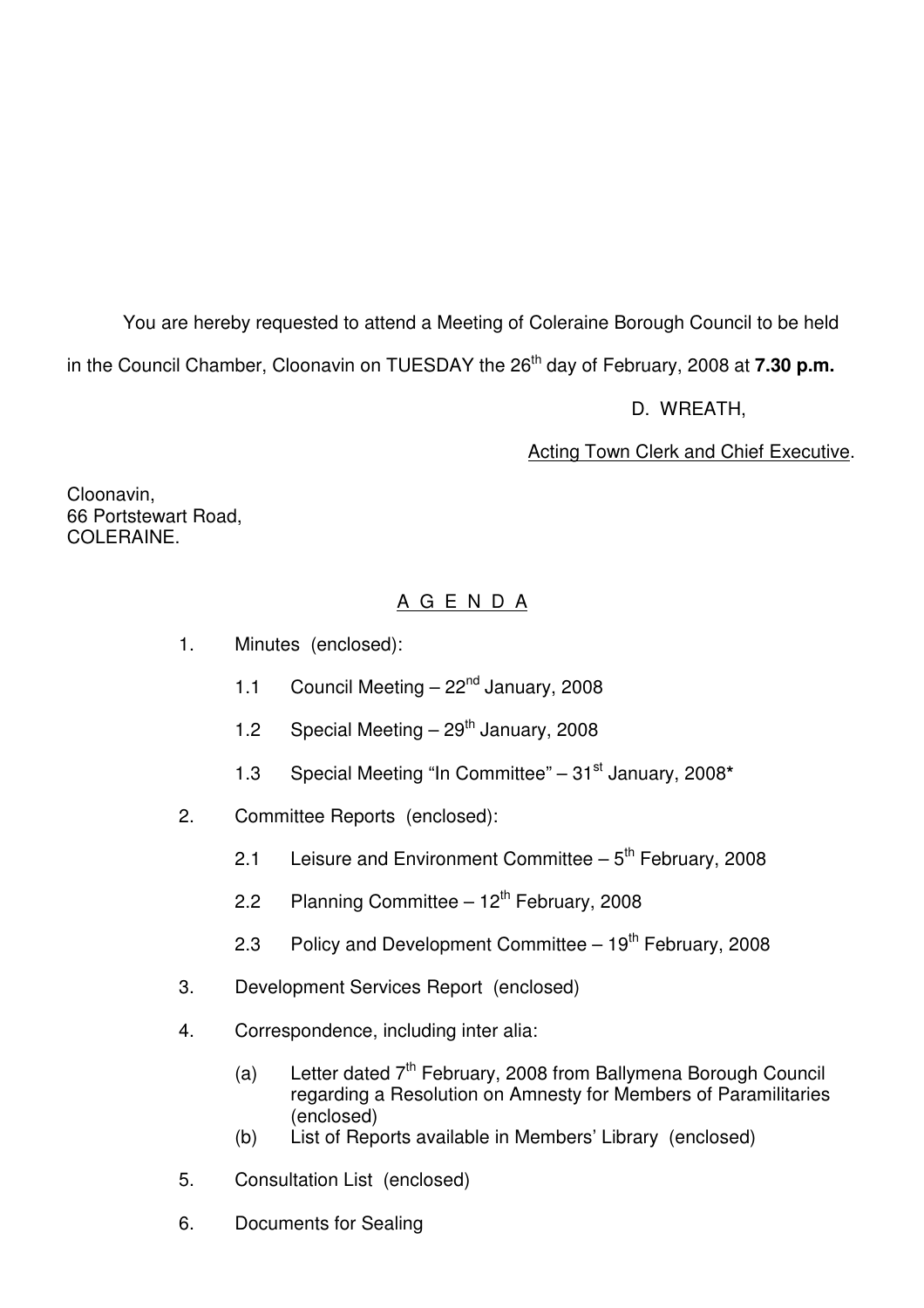You are hereby requested to attend a Meeting of Coleraine Borough Council to be held in the Council Chamber, Cloonavin on TUESDAY the 26th day of February, 2008 at **7.30 p.m.**

D. WREATH,

Acting Town Clerk and Chief Executive.

Cloonavin,
66 Portstewart Road,
COLERAINE.

## A G E N D A

1. Minutes (enclosed):

   1.1 Council Meeting – 22nd January, 2008

   1.2 Special Meeting – 29th January, 2008

   1.3 Special Meeting "In Committee" – 31st January, 2008*

2. Committee Reports (enclosed):

   2.1 Leisure and Environment Committee – 5th February, 2008

   2.2 Planning Committee – 12th February, 2008

   2.3 Policy and Development Committee – 19th February, 2008

3. Development Services Report (enclosed)

4. Correspondence, including inter alia:

   (a) Letter dated 7th February, 2008 from Ballymena Borough Council regarding a Resolution on Amnesty for Members of Paramilitaries (enclosed)

   (b) List of Reports available in Members' Library (enclosed)

5. Consultation List (enclosed)

6. Documents for Sealing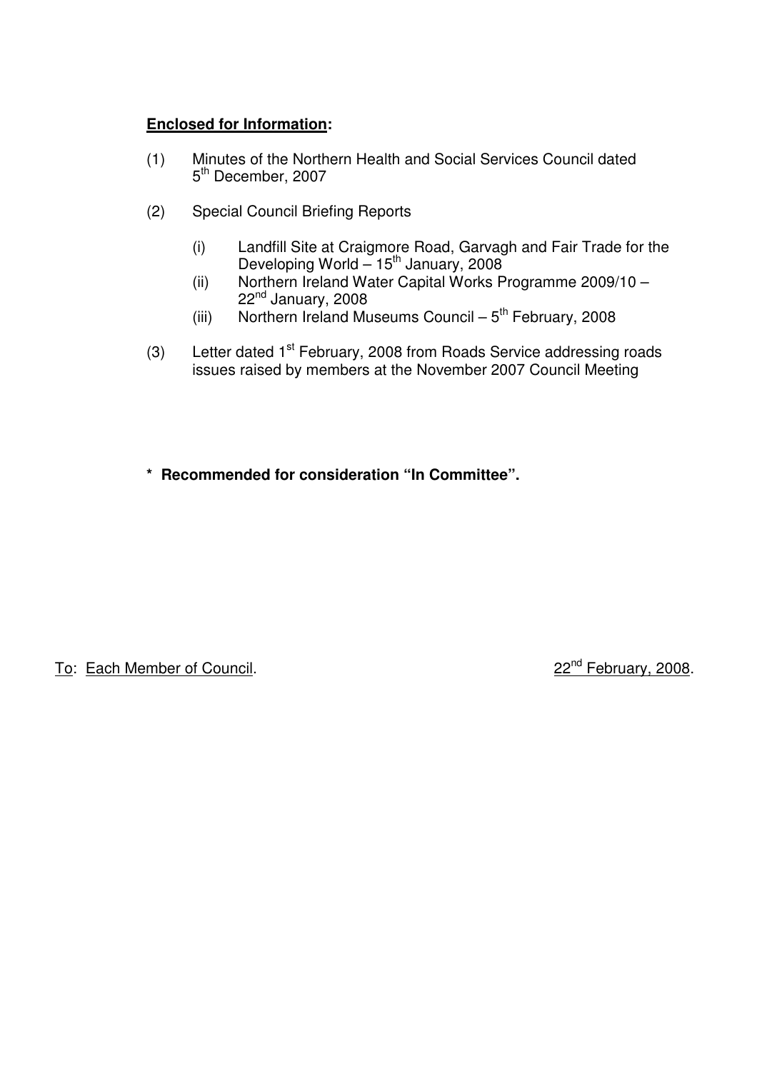**<u>Enclosed for Information</u>:**

(1) Minutes of the Northern Health and Social Services Council dated 5th December, 2007

(2) Special Council Briefing Reports

   (i) Landfill Site at Craigmore Road, Garvagh and Fair Trade for the Developing World – 15th January, 2008
   (ii) Northern Ireland Water Capital Works Programme 2009/10 – 22nd January, 2008
   (iii) Northern Ireland Museums Council – 5th February, 2008

(3) Letter dated 1st February, 2008 from Roads Service addressing roads issues raised by members at the November 2007 Council Meeting

**\* Recommended for consideration "In Committee".**

<u>To</u>: <u>Each Member of Council</u>.

<u>22nd February, 2008</u>.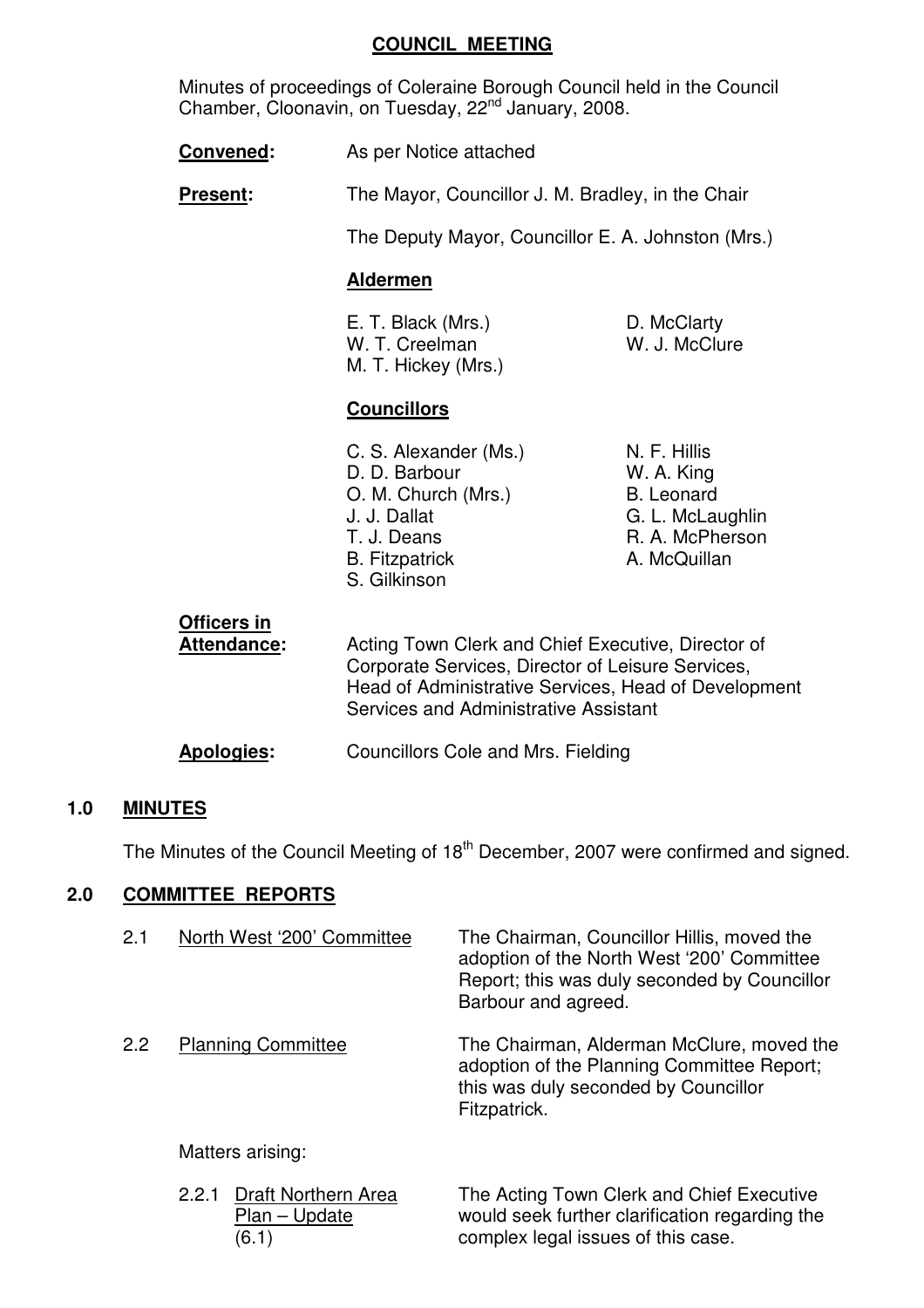# COUNCIL MEETING

Minutes of proceedings of Coleraine Borough Council held in the Council Chamber, Cloonavin, on Tuesday, 22nd January, 2008.

**Convened:** As per Notice attached

**Present:** The Mayor, Councillor J. M. Bradley, in the Chair

The Deputy Mayor, Councillor E. A. Johnston (Mrs.)

**Aldermen**

E. T. Black (Mrs.)
W. T. Creelman
M. T. Hickey (Mrs.)
D. McClarty
W. J. McClure

**Councillors**

C. S. Alexander (Ms.)
D. D. Barbour
O. M. Church (Mrs.)
J. J. Dallat
T. J. Deans
B. Fitzpatrick
S. Gilkinson
N. F. Hillis
W. A. King
B. Leonard
G. L. McLaughlin
R. A. McPherson
A. McQuillan

**Officers in Attendance:** Acting Town Clerk and Chief Executive, Director of Corporate Services, Director of Leisure Services, Head of Administrative Services, Head of Development Services and Administrative Assistant

**Apologies:** Councillors Cole and Mrs. Fielding

## 1.0 MINUTES

The Minutes of the Council Meeting of 18th December, 2007 were confirmed and signed.

## 2.0 COMMITTEE REPORTS

2.1 North West '200' Committee — The Chairman, Councillor Hillis, moved the adoption of the North West '200' Committee Report; this was duly seconded by Councillor Barbour and agreed.

2.2 Planning Committee — The Chairman, Alderman McClure, moved the adoption of the Planning Committee Report; this was duly seconded by Councillor Fitzpatrick.

Matters arising:

2.2.1 Draft Northern Area Plan – Update (6.1) — The Acting Town Clerk and Chief Executive would seek further clarification regarding the complex legal issues of this case.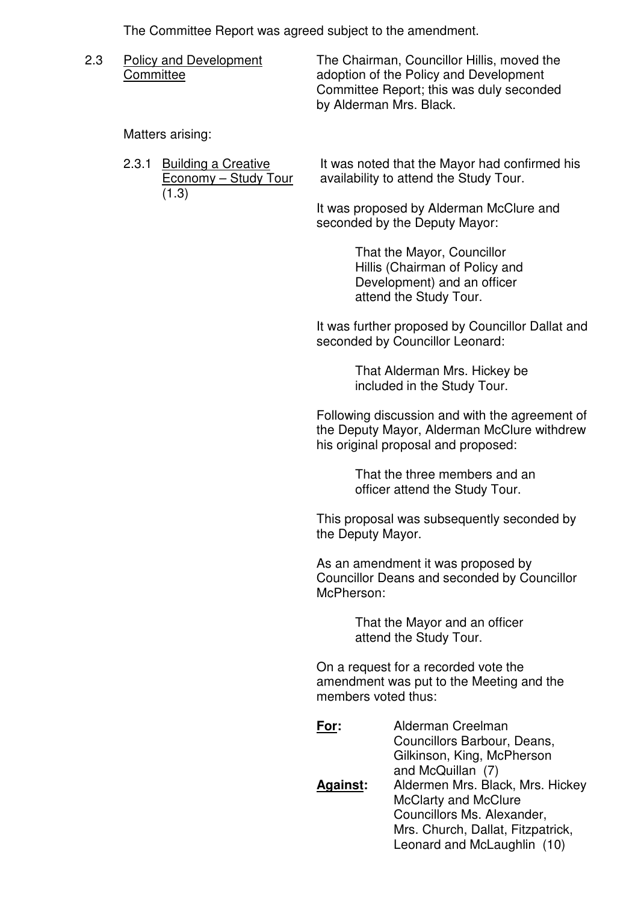The Committee Report was agreed subject to the amendment.

2.3 Policy and Development Committee

The Chairman, Councillor Hillis, moved the adoption of the Policy and Development Committee Report; this was duly seconded by Alderman Mrs. Black.

Matters arising:

2.3.1 Building a Creative Economy – Study Tour (1.3)

It was noted that the Mayor had confirmed his availability to attend the Study Tour.

It was proposed by Alderman McClure and seconded by the Deputy Mayor:

> That the Mayor, Councillor Hillis (Chairman of Policy and Development) and an officer attend the Study Tour.

It was further proposed by Councillor Dallat and seconded by Councillor Leonard:

> That Alderman Mrs. Hickey be included in the Study Tour.

Following discussion and with the agreement of the Deputy Mayor, Alderman McClure withdrew his original proposal and proposed:

> That the three members and an officer attend the Study Tour.

This proposal was subsequently seconded by the Deputy Mayor.

As an amendment it was proposed by Councillor Deans and seconded by Councillor McPherson:

> That the Mayor and an officer attend the Study Tour.

On a request for a recorded vote the amendment was put to the Meeting and the members voted thus:

**For:** Alderman Creelman
Councillors Barbour, Deans, Gilkinson, King, McPherson and McQuillan (7)

**Against:** Aldermen Mrs. Black, Mrs. Hickey McClarty and McClure
Councillors Ms. Alexander, Mrs. Church, Dallat, Fitzpatrick, Leonard and McLaughlin (10)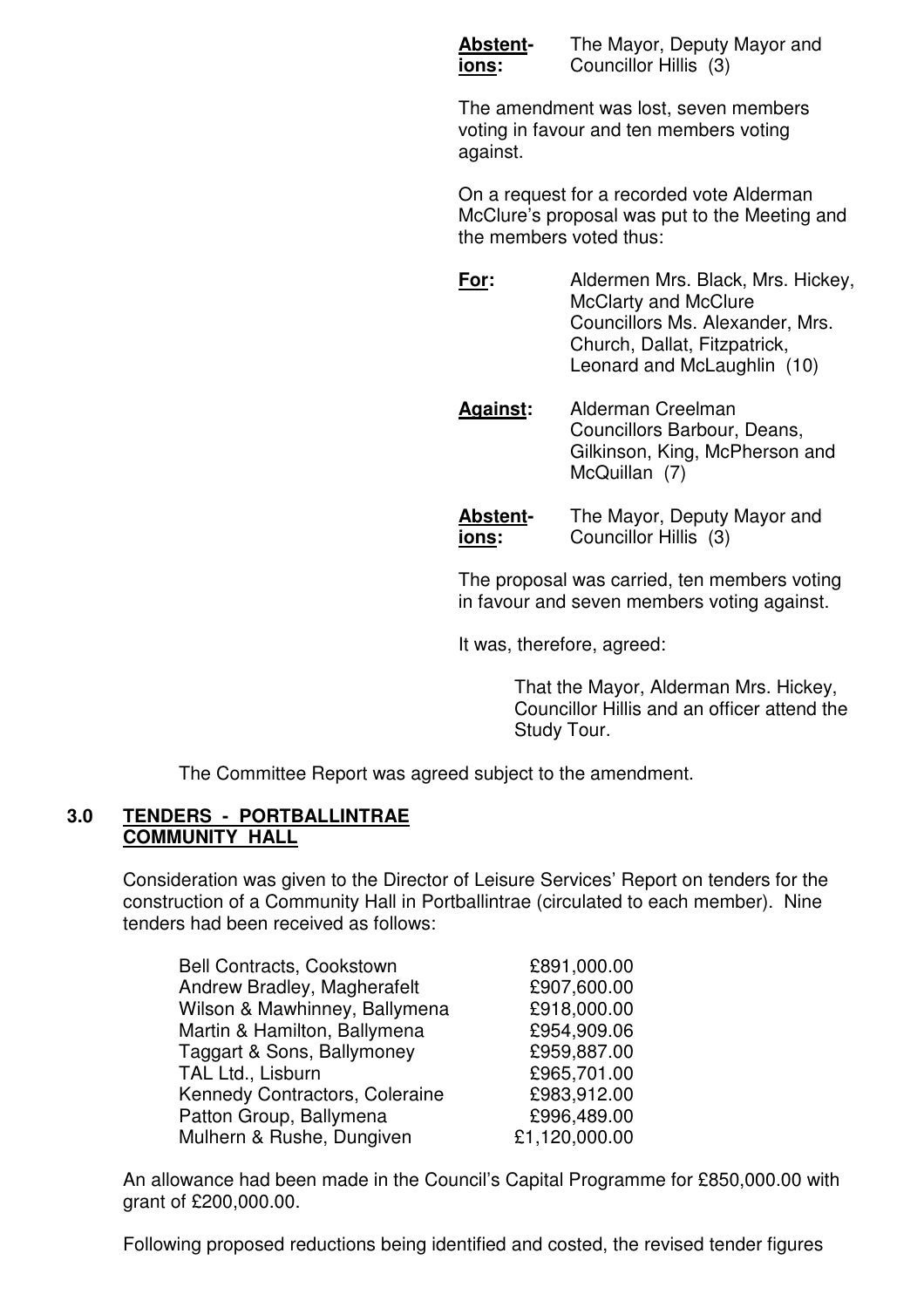**Abstentions:** The Mayor, Deputy Mayor and Councillor Hillis (3)

The amendment was lost, seven members voting in favour and ten members voting against.

On a request for a recorded vote Alderman McClure's proposal was put to the Meeting and the members voted thus:

**For:** Aldermen Mrs. Black, Mrs. Hickey, McClarty and McClure Councillors Ms. Alexander, Mrs. Church, Dallat, Fitzpatrick, Leonard and McLaughlin (10)

**Against:** Alderman Creelman Councillors Barbour, Deans, Gilkinson, King, McPherson and McQuillan (7)

**Abstentions:** The Mayor, Deputy Mayor and Councillor Hillis (3)

The proposal was carried, ten members voting in favour and seven members voting against.

It was, therefore, agreed:

> That the Mayor, Alderman Mrs. Hickey, Councillor Hillis and an officer attend the Study Tour.

The Committee Report was agreed subject to the amendment.

## 3.0 TENDERS - PORTBALLINTRAE COMMUNITY HALL

Consideration was given to the Director of Leisure Services' Report on tenders for the construction of a Community Hall in Portballintrae (circulated to each member). Nine tenders had been received as follows:

| | |
|---|---|
| Bell Contracts, Cookstown | £891,000.00 |
| Andrew Bradley, Magherafelt | £907,600.00 |
| Wilson & Mawhinney, Ballymena | £918,000.00 |
| Martin & Hamilton, Ballymena | £954,909.06 |
| Taggart & Sons, Ballymoney | £959,887.00 |
| TAL Ltd., Lisburn | £965,701.00 |
| Kennedy Contractors, Coleraine | £983,912.00 |
| Patton Group, Ballymena | £996,489.00 |
| Mulhern & Rushe, Dungiven | £1,120,000.00 |

An allowance had been made in the Council's Capital Programme for £850,000.00 with grant of £200,000.00.

Following proposed reductions being identified and costed, the revised tender figures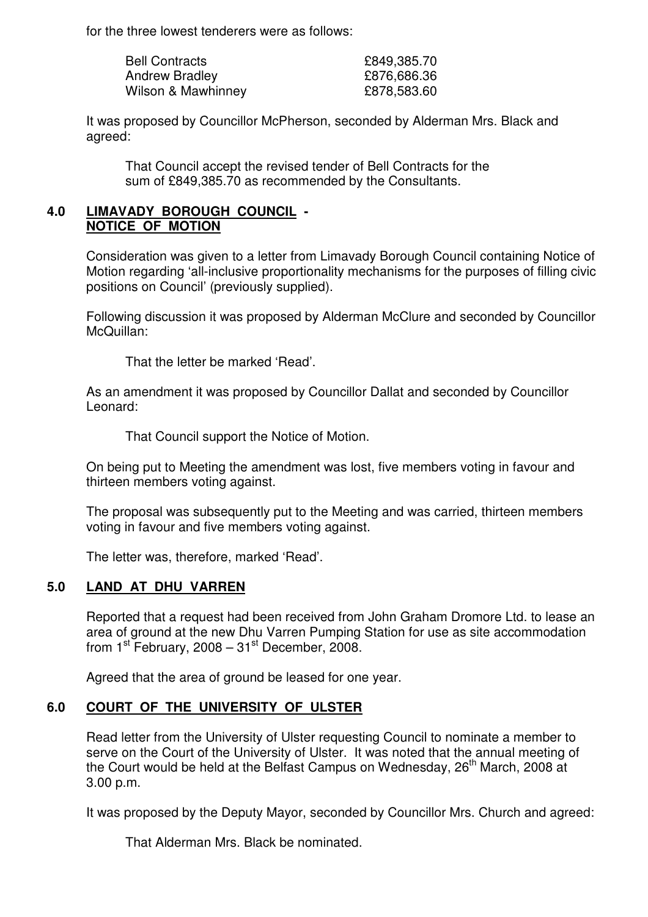for the three lowest tenderers were as follows:

| | |
|---|---|
| Bell Contracts | £849,385.70 |
| Andrew Bradley | £876,686.36 |
| Wilson & Mawhinney | £878,583.60 |

It was proposed by Councillor McPherson, seconded by Alderman Mrs. Black and agreed:

> That Council accept the revised tender of Bell Contracts for the sum of £849,385.70 as recommended by the Consultants.

## 4.0 LIMAVADY BOROUGH COUNCIL - NOTICE OF MOTION

Consideration was given to a letter from Limavady Borough Council containing Notice of Motion regarding 'all-inclusive proportionality mechanisms for the purposes of filling civic positions on Council' (previously supplied).

Following discussion it was proposed by Alderman McClure and seconded by Councillor McQuillan:

> That the letter be marked 'Read'.

As an amendment it was proposed by Councillor Dallat and seconded by Councillor Leonard:

> That Council support the Notice of Motion.

On being put to Meeting the amendment was lost, five members voting in favour and thirteen members voting against.

The proposal was subsequently put to the Meeting and was carried, thirteen members voting in favour and five members voting against.

The letter was, therefore, marked 'Read'.

## 5.0 LAND AT DHU VARREN

Reported that a request had been received from John Graham Dromore Ltd. to lease an area of ground at the new Dhu Varren Pumping Station for use as site accommodation from 1st February, 2008 – 31st December, 2008.

Agreed that the area of ground be leased for one year.

## 6.0 COURT OF THE UNIVERSITY OF ULSTER

Read letter from the University of Ulster requesting Council to nominate a member to serve on the Court of the University of Ulster. It was noted that the annual meeting of the Court would be held at the Belfast Campus on Wednesday, 26th March, 2008 at 3.00 p.m.

It was proposed by the Deputy Mayor, seconded by Councillor Mrs. Church and agreed:

> That Alderman Mrs. Black be nominated.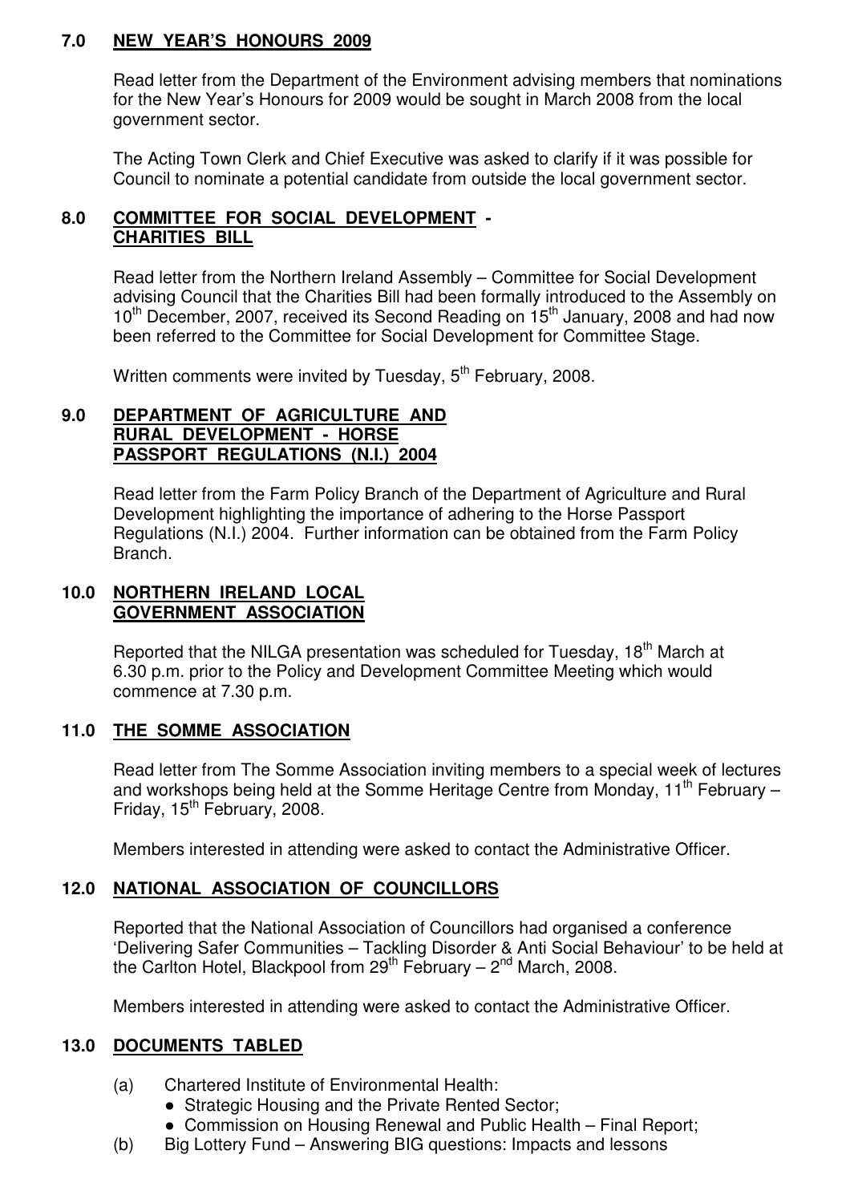## 7.0 NEW YEAR'S HONOURS 2009

Read letter from the Department of the Environment advising members that nominations for the New Year's Honours for 2009 would be sought in March 2008 from the local government sector.

The Acting Town Clerk and Chief Executive was asked to clarify if it was possible for Council to nominate a potential candidate from outside the local government sector.

## 8.0 COMMITTEE FOR SOCIAL DEVELOPMENT - CHARITIES BILL

Read letter from the Northern Ireland Assembly – Committee for Social Development advising Council that the Charities Bill had been formally introduced to the Assembly on 10th December, 2007, received its Second Reading on 15th January, 2008 and had now been referred to the Committee for Social Development for Committee Stage.

Written comments were invited by Tuesday, 5th February, 2008.

## 9.0 DEPARTMENT OF AGRICULTURE AND RURAL DEVELOPMENT - HORSE PASSPORT REGULATIONS (N.I.) 2004

Read letter from the Farm Policy Branch of the Department of Agriculture and Rural Development highlighting the importance of adhering to the Horse Passport Regulations (N.I.) 2004. Further information can be obtained from the Farm Policy Branch.

## 10.0 NORTHERN IRELAND LOCAL GOVERNMENT ASSOCIATION

Reported that the NILGA presentation was scheduled for Tuesday, 18th March at 6.30 p.m. prior to the Policy and Development Committee Meeting which would commence at 7.30 p.m.

## 11.0 THE SOMME ASSOCIATION

Read letter from The Somme Association inviting members to a special week of lectures and workshops being held at the Somme Heritage Centre from Monday, 11th February – Friday, 15th February, 2008.

Members interested in attending were asked to contact the Administrative Officer.

## 12.0 NATIONAL ASSOCIATION OF COUNCILLORS

Reported that the National Association of Councillors had organised a conference 'Delivering Safer Communities – Tackling Disorder & Anti Social Behaviour' to be held at the Carlton Hotel, Blackpool from 29th February – 2nd March, 2008.

Members interested in attending were asked to contact the Administrative Officer.

## 13.0 DOCUMENTS TABLED

(a) Chartered Institute of Environmental Health:
- Strategic Housing and the Private Rented Sector;
- Commission on Housing Renewal and Public Health – Final Report;

(b) Big Lottery Fund – Answering BIG questions: Impacts and lessons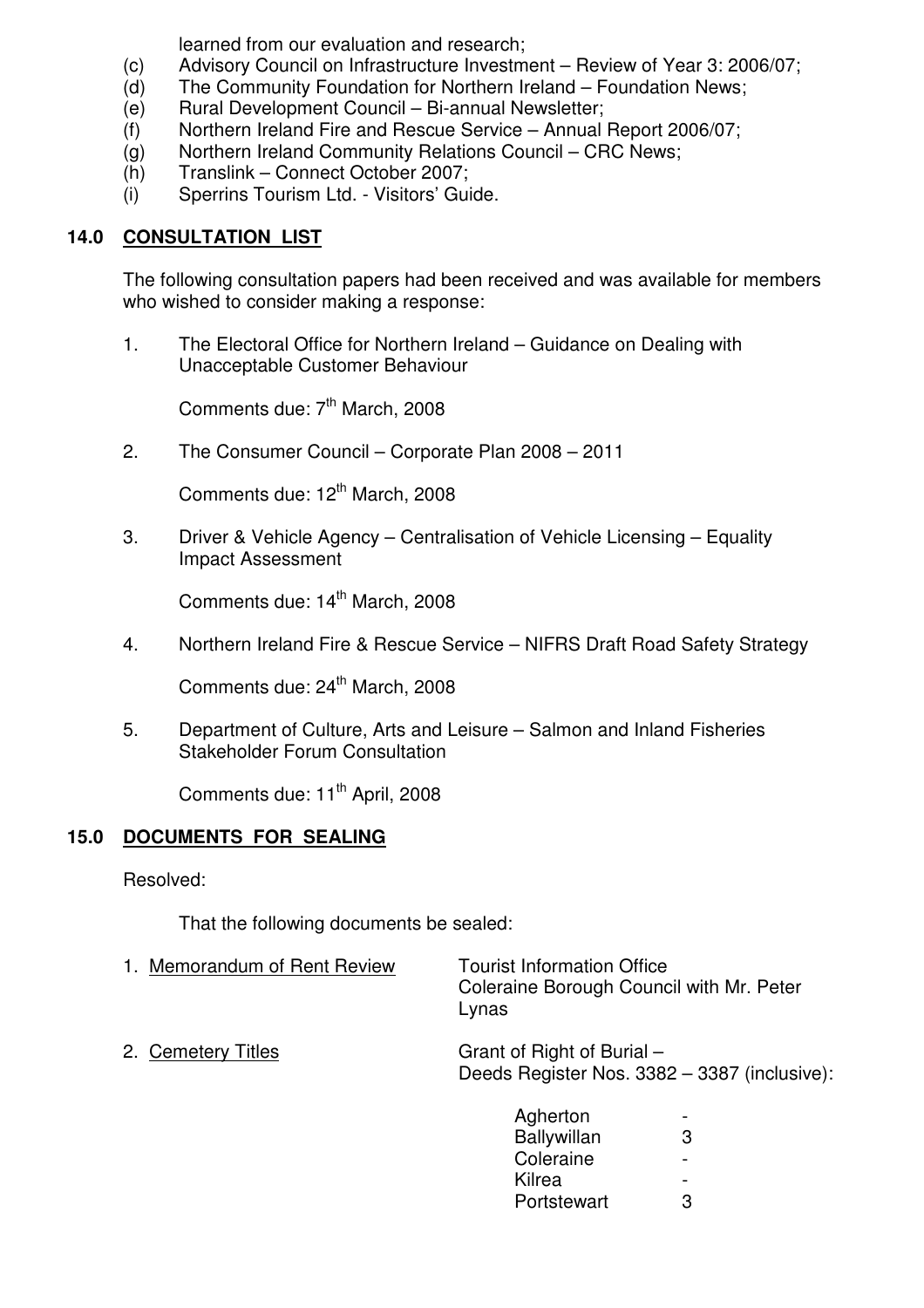learned from our evaluation and research;

(c) Advisory Council on Infrastructure Investment – Review of Year 3: 2006/07;
(d) The Community Foundation for Northern Ireland – Foundation News;
(e) Rural Development Council – Bi-annual Newsletter;
(f) Northern Ireland Fire and Rescue Service – Annual Report 2006/07;
(g) Northern Ireland Community Relations Council – CRC News;
(h) Translink – Connect October 2007;
(i) Sperrins Tourism Ltd. - Visitors' Guide.

## 14.0 CONSULTATION LIST

The following consultation papers had been received and was available for members who wished to consider making a response:

1. The Electoral Office for Northern Ireland – Guidance on Dealing with Unacceptable Customer Behaviour

   Comments due: 7th March, 2008

2. The Consumer Council – Corporate Plan 2008 – 2011

   Comments due: 12th March, 2008

3. Driver & Vehicle Agency – Centralisation of Vehicle Licensing – Equality Impact Assessment

   Comments due: 14th March, 2008

4. Northern Ireland Fire & Rescue Service – NIFRS Draft Road Safety Strategy

   Comments due: 24th March, 2008

5. Department of Culture, Arts and Leisure – Salmon and Inland Fisheries Stakeholder Forum Consultation

   Comments due: 11th April, 2008

## 15.0 DOCUMENTS FOR SEALING

Resolved:

That the following documents be sealed:

1. Memorandum of Rent Review — Tourist Information Office Coleraine Borough Council with Mr. Peter Lynas

2. Cemetery Titles — Grant of Right of Burial – Deeds Register Nos. 3382 – 3387 (inclusive):

| | |
|---|---|
| Agherton | - |
| Ballywillan | 3 |
| Coleraine | - |
| Kilrea | - |
| Portstewart | 3 |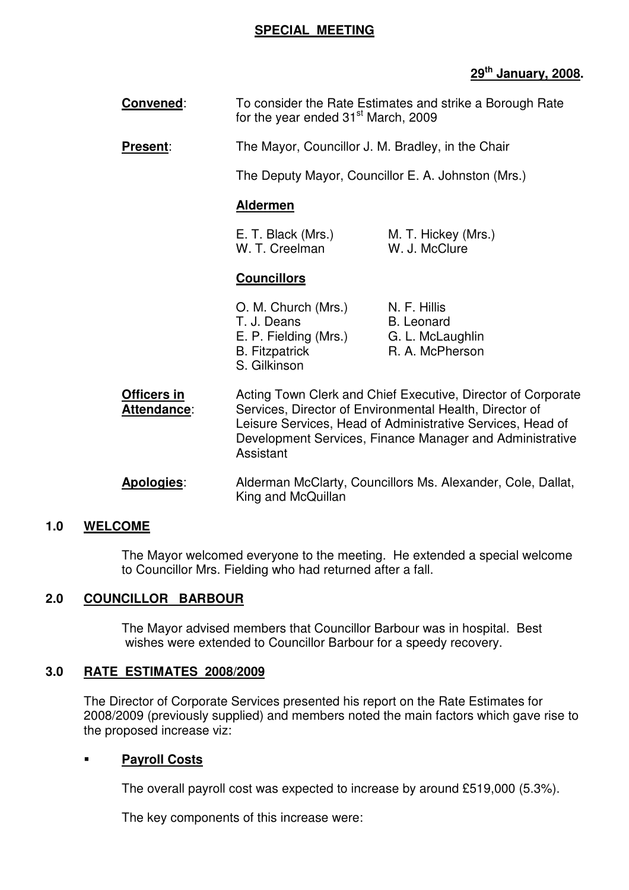**SPECIAL MEETING**

**29th January, 2008.**

**Convened**: To consider the Rate Estimates and strike a Borough Rate for the year ended 31st March, 2009

**Present**: The Mayor, Councillor J. M. Bradley, in the Chair

The Deputy Mayor, Councillor E. A. Johnston (Mrs.)

**Aldermen**

E. T. Black (Mrs.)
M. T. Hickey (Mrs.)
W. T. Creelman
W. J. McClure

**Councillors**

O. M. Church (Mrs.)
N. F. Hillis
T. J. Deans
B. Leonard
E. P. Fielding (Mrs.)
G. L. McLaughlin
B. Fitzpatrick
R. A. McPherson
S. Gilkinson

**Officers in Attendance**: Acting Town Clerk and Chief Executive, Director of Corporate Services, Director of Environmental Health, Director of Leisure Services, Head of Administrative Services, Head of Development Services, Finance Manager and Administrative Assistant

**Apologies**: Alderman McClarty, Councillors Ms. Alexander, Cole, Dallat, King and McQuillan

## 1.0 WELCOME

The Mayor welcomed everyone to the meeting. He extended a special welcome to Councillor Mrs. Fielding who had returned after a fall.

## 2.0 COUNCILLOR BARBOUR

The Mayor advised members that Councillor Barbour was in hospital. Best wishes were extended to Councillor Barbour for a speedy recovery.

## 3.0 RATE ESTIMATES 2008/2009

The Director of Corporate Services presented his report on the Rate Estimates for 2008/2009 (previously supplied) and members noted the main factors which gave rise to the proposed increase viz:

- **Payroll Costs**

  The overall payroll cost was expected to increase by around £519,000 (5.3%).

  The key components of this increase were: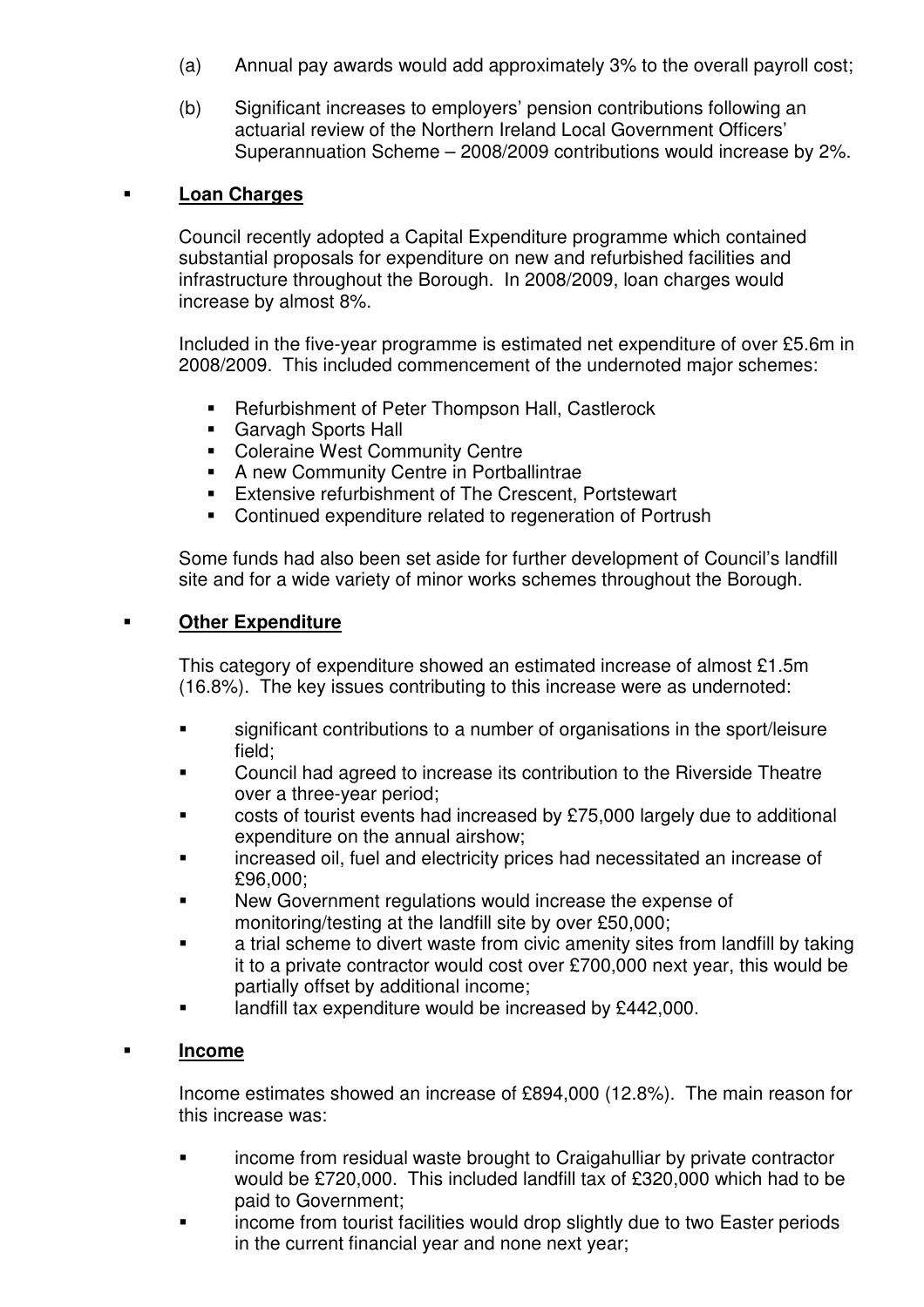(a) Annual pay awards would add approximately 3% to the overall payroll cost;

(b) Significant increases to employers' pension contributions following an actuarial review of the Northern Ireland Local Government Officers' Superannuation Scheme – 2008/2009 contributions would increase by 2%.

- **Loan Charges**

  Council recently adopted a Capital Expenditure programme which contained substantial proposals for expenditure on new and refurbished facilities and infrastructure throughout the Borough. In 2008/2009, loan charges would increase by almost 8%.

  Included in the five-year programme is estimated net expenditure of over £5.6m in 2008/2009. This included commencement of the undernoted major schemes:

  - Refurbishment of Peter Thompson Hall, Castlerock
  - Garvagh Sports Hall
  - Coleraine West Community Centre
  - A new Community Centre in Portballintrae
  - Extensive refurbishment of The Crescent, Portstewart
  - Continued expenditure related to regeneration of Portrush

  Some funds had also been set aside for further development of Council's landfill site and for a wide variety of minor works schemes throughout the Borough.

- **Other Expenditure**

  This category of expenditure showed an estimated increase of almost £1.5m (16.8%). The key issues contributing to this increase were as undernoted:

  - significant contributions to a number of organisations in the sport/leisure field;
  - Council had agreed to increase its contribution to the Riverside Theatre over a three-year period;
  - costs of tourist events had increased by £75,000 largely due to additional expenditure on the annual airshow;
  - increased oil, fuel and electricity prices had necessitated an increase of £96,000;
  - New Government regulations would increase the expense of monitoring/testing at the landfill site by over £50,000;
  - a trial scheme to divert waste from civic amenity sites from landfill by taking it to a private contractor would cost over £700,000 next year, this would be partially offset by additional income;
  - landfill tax expenditure would be increased by £442,000.

- **Income**

  Income estimates showed an increase of £894,000 (12.8%). The main reason for this increase was:

  - income from residual waste brought to Craigahulliar by private contractor would be £720,000. This included landfill tax of £320,000 which had to be paid to Government;
  - income from tourist facilities would drop slightly due to two Easter periods in the current financial year and none next year;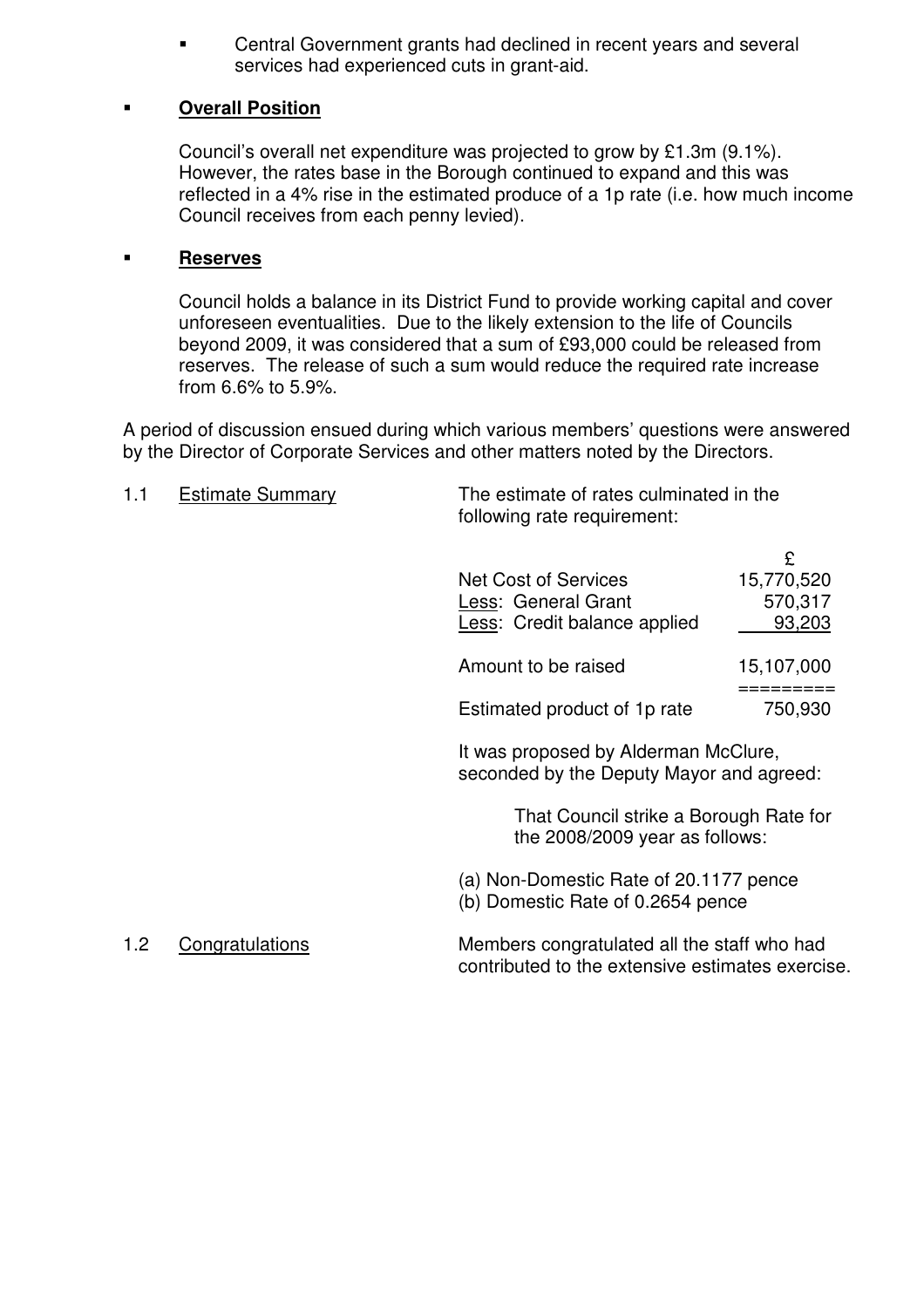- Central Government grants had declined in recent years and several services had experienced cuts in grant-aid.

- **Overall Position**

  Council's overall net expenditure was projected to grow by £1.3m (9.1%). However, the rates base in the Borough continued to expand and this was reflected in a 4% rise in the estimated produce of a 1p rate (i.e. how much income Council receives from each penny levied).

- **Reserves**

  Council holds a balance in its District Fund to provide working capital and cover unforeseen eventualities. Due to the likely extension to the life of Councils beyond 2009, it was considered that a sum of £93,000 could be released from reserves. The release of such a sum would reduce the required rate increase from 6.6% to 5.9%.

A period of discussion ensued during which various members' questions were answered by the Director of Corporate Services and other matters noted by the Directors.

1.1 Estimate Summary

The estimate of rates culminated in the following rate requirement:

| | £ |
|---|---|
| Net Cost of Services | 15,770,520 |
| Less: General Grant | 570,317 |
| Less: Credit balance applied | 93,203 |
| Amount to be raised | 15,107,000 |
| Estimated product of 1p rate | 750,930 |

It was proposed by Alderman McClure, seconded by the Deputy Mayor and agreed:

> That Council strike a Borough Rate for the 2008/2009 year as follows:

(a) Non-Domestic Rate of 20.1177 pence
(b) Domestic Rate of 0.2654 pence

1.2 Congratulations

Members congratulated all the staff who had contributed to the extensive estimates exercise.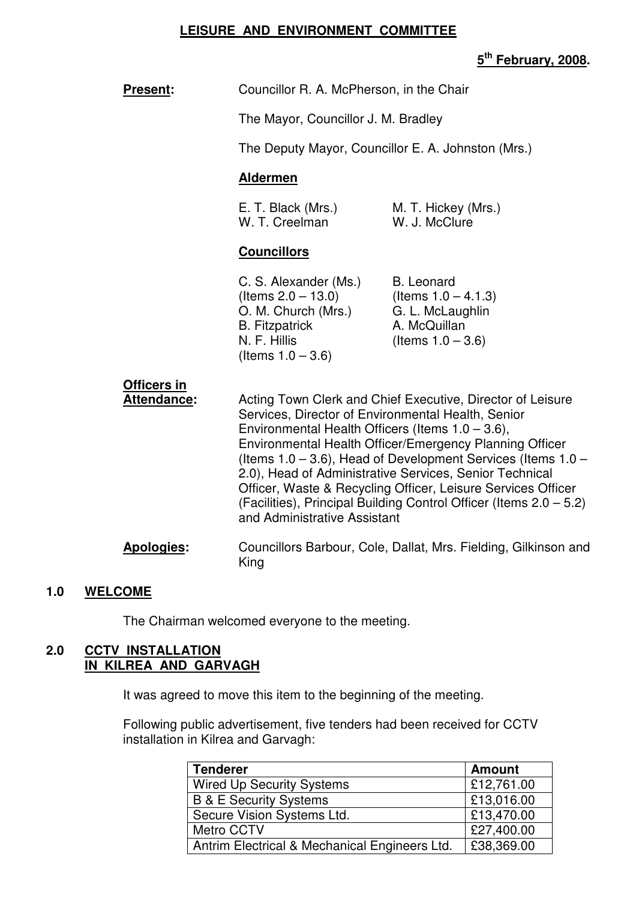# LEISURE AND ENVIRONMENT COMMITTEE

**5th February, 2008.**

**Present:** Councillor R. A. McPherson, in the Chair

The Mayor, Councillor J. M. Bradley

The Deputy Mayor, Councillor E. A. Johnston (Mrs.)

**Aldermen**

E. T. Black (Mrs.)
M. T. Hickey (Mrs.)
W. T. Creelman
W. J. McClure

**Councillors**

C. S. Alexander (Ms.) (Items 2.0 – 13.0)
B. Leonard (Items 1.0 – 4.1.3)
O. M. Church (Mrs.)
G. L. McLaughlin
B. Fitzpatrick
A. McQuillan (Items 1.0 – 3.6)
N. F. Hillis (Items 1.0 – 3.6)

**Officers in Attendance:** Acting Town Clerk and Chief Executive, Director of Leisure Services, Director of Environmental Health, Senior Environmental Health Officers (Items 1.0 – 3.6), Environmental Health Officer/Emergency Planning Officer (Items 1.0 – 3.6), Head of Development Services (Items 1.0 – 2.0), Head of Administrative Services, Senior Technical Officer, Waste & Recycling Officer, Leisure Services Officer (Facilities), Principal Building Control Officer (Items 2.0 – 5.2) and Administrative Assistant

**Apologies:** Councillors Barbour, Cole, Dallat, Mrs. Fielding, Gilkinson and King

## 1.0 WELCOME

The Chairman welcomed everyone to the meeting.

## 2.0 CCTV INSTALLATION IN KILREA AND GARVAGH

It was agreed to move this item to the beginning of the meeting.

Following public advertisement, five tenders had been received for CCTV installation in Kilrea and Garvagh:

| Tenderer | Amount |
|---|---|
| Wired Up Security Systems | £12,761.00 |
| B & E Security Systems | £13,016.00 |
| Secure Vision Systems Ltd. | £13,470.00 |
| Metro CCTV | £27,400.00 |
| Antrim Electrical & Mechanical Engineers Ltd. | £38,369.00 |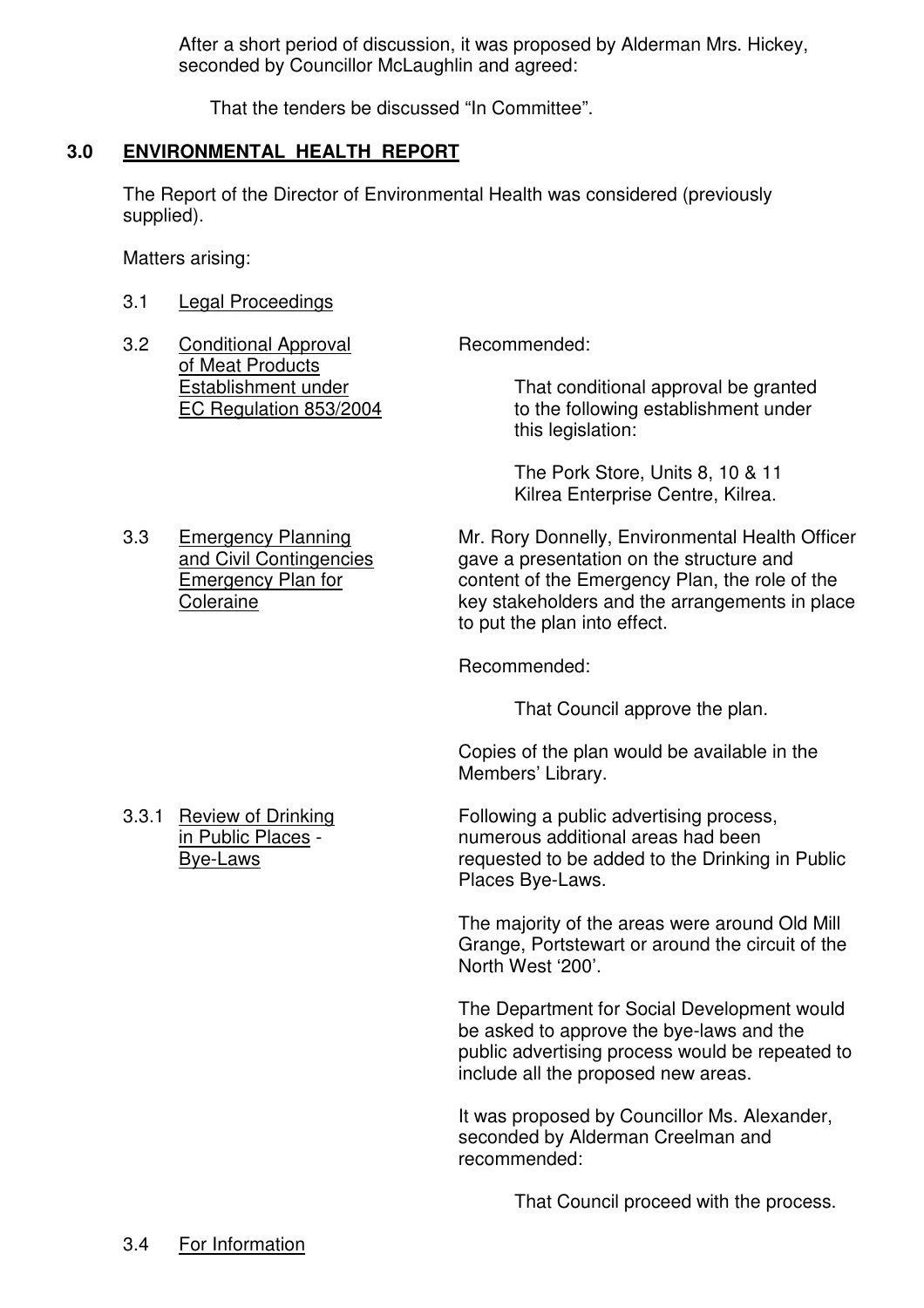After a short period of discussion, it was proposed by Alderman Mrs. Hickey, seconded by Councillor McLaughlin and agreed:

That the tenders be discussed "In Committee".

## 3.0 ENVIRONMENTAL HEALTH REPORT

The Report of the Director of Environmental Health was considered (previously supplied).

Matters arising:

3.1 Legal Proceedings

3.2 Conditional Approval of Meat Products Establishment under EC Regulation 853/2004

Recommended:

That conditional approval be granted to the following establishment under this legislation:

The Pork Store, Units 8, 10 & 11 Kilrea Enterprise Centre, Kilrea.

3.3 Emergency Planning and Civil Contingencies Emergency Plan for Coleraine

Mr. Rory Donnelly, Environmental Health Officer gave a presentation on the structure and content of the Emergency Plan, the role of the key stakeholders and the arrangements in place to put the plan into effect.

Recommended:

That Council approve the plan.

Copies of the plan would be available in the Members' Library.

3.3.1 Review of Drinking in Public Places - Bye-Laws

Following a public advertising process, numerous additional areas had been requested to be added to the Drinking in Public Places Bye-Laws.

The majority of the areas were around Old Mill Grange, Portstewart or around the circuit of the North West '200'.

The Department for Social Development would be asked to approve the bye-laws and the public advertising process would be repeated to include all the proposed new areas.

It was proposed by Councillor Ms. Alexander, seconded by Alderman Creelman and recommended:

That Council proceed with the process.

3.4 For Information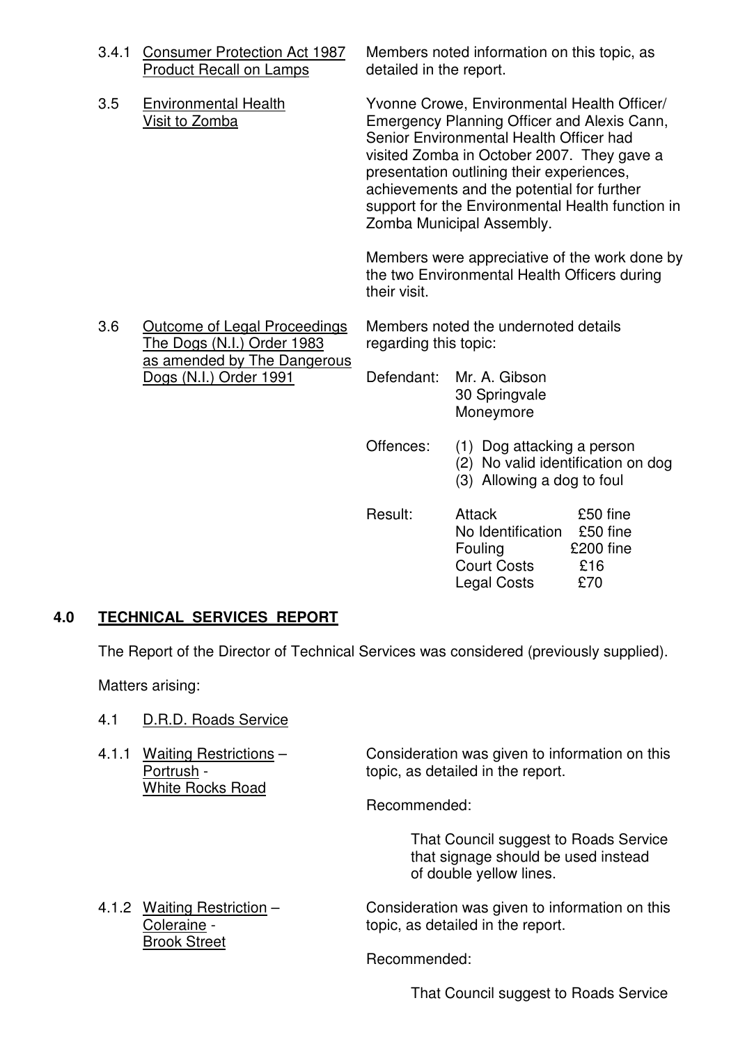3.4.1 Consumer Protection Act 1987 Product Recall on Lamps

Members noted information on this topic, as detailed in the report.

3.5 Environmental Health Visit to Zomba

Yvonne Crowe, Environmental Health Officer/ Emergency Planning Officer and Alexis Cann, Senior Environmental Health Officer had visited Zomba in October 2007. They gave a presentation outlining their experiences, achievements and the potential for further support for the Environmental Health function in Zomba Municipal Assembly.

Members were appreciative of the work done by the two Environmental Health Officers during their visit.

3.6 Outcome of Legal Proceedings The Dogs (N.I.) Order 1983 as amended by The Dangerous Dogs (N.I.) Order 1991

Members noted the undernoted details regarding this topic:

Defendant: Mr. A. Gibson
30 Springvale
Moneymore

Offences:
(1) Dog attacking a person
(2) No valid identification on dog
(3) Allowing a dog to foul

Result:

| | |
|---|---|
| Attack | £50 fine |
| No Identification | £50 fine |
| Fouling | £200 fine |
| Court Costs | £16 |
| Legal Costs | £70 |

## 4.0 TECHNICAL SERVICES REPORT

The Report of the Director of Technical Services was considered (previously supplied).

Matters arising:

4.1 D.R.D. Roads Service

4.1.1 Waiting Restrictions – Portrush - White Rocks Road

Consideration was given to information on this topic, as detailed in the report.

Recommended:

> That Council suggest to Roads Service that signage should be used instead of double yellow lines.

4.1.2 Waiting Restriction – Coleraine - Brook Street

Consideration was given to information on this topic, as detailed in the report.

Recommended:

> That Council suggest to Roads Service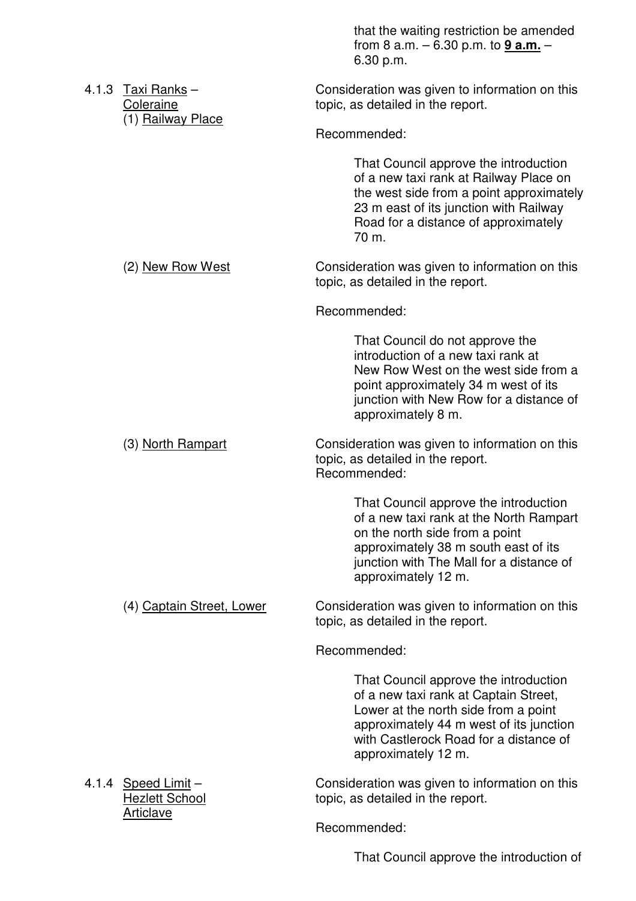that the waiting restriction be amended from 8 a.m. – 6.30 p.m. to **9 a.m.** – 6.30 p.m.

4.1.3 Taxi Ranks – Coleraine

(1) Railway Place

Consideration was given to information on this topic, as detailed in the report.

Recommended:

> That Council approve the introduction of a new taxi rank at Railway Place on the west side from a point approximately 23 m east of its junction with Railway Road for a distance of approximately 70 m.

(2) New Row West

Consideration was given to information on this topic, as detailed in the report.

Recommended:

> That Council do not approve the introduction of a new taxi rank at New Row West on the west side from a point approximately 34 m west of its junction with New Row for a distance of approximately 8 m.

(3) North Rampart

Consideration was given to information on this topic, as detailed in the report.
Recommended:

> That Council approve the introduction of a new taxi rank at the North Rampart on the north side from a point approximately 38 m south east of its junction with The Mall for a distance of approximately 12 m.

(4) Captain Street, Lower

Consideration was given to information on this topic, as detailed in the report.

Recommended:

> That Council approve the introduction of a new taxi rank at Captain Street, Lower at the north side from a point approximately 44 m west of its junction with Castlerock Road for a distance of approximately 12 m.

4.1.4 Speed Limit – Hezlett School Articlave

Consideration was given to information on this topic, as detailed in the report.

Recommended:

> That Council approve the introduction of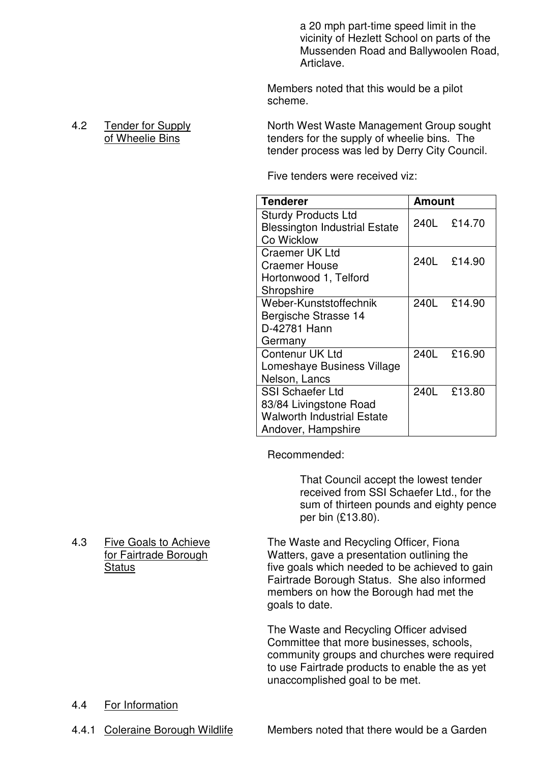a 20 mph part-time speed limit in the vicinity of Hezlett School on parts of the Mussenden Road and Ballywoolen Road, Articlave.

Members noted that this would be a pilot scheme.

4.2 Tender for Supply of Wheelie Bins

North West Waste Management Group sought tenders for the supply of wheelie bins. The tender process was led by Derry City Council.

Five tenders were received viz:

| Tenderer | Amount |
|---|---|
| Sturdy Products Ltd<br>Blessington Industrial Estate<br>Co Wicklow | 240L £14.70 |
| Craemer UK Ltd<br>Craemer House<br>Hortonwood 1, Telford<br>Shropshire | 240L £14.90 |
| Weber-Kunststoffechnik<br>Bergische Strasse 14<br>D-42781 Hann<br>Germany | 240L £14.90 |
| Contenur UK Ltd<br>Lomeshaye Business Village<br>Nelson, Lancs | 240L £16.90 |
| SSI Schaefer Ltd<br>83/84 Livingstone Road<br>Walworth Industrial Estate<br>Andover, Hampshire | 240L £13.80 |

Recommended:

> That Council accept the lowest tender received from SSI Schaefer Ltd., for the sum of thirteen pounds and eighty pence per bin (£13.80).

4.3 Five Goals to Achieve for Fairtrade Borough Status

The Waste and Recycling Officer, Fiona Watters, gave a presentation outlining the five goals which needed to be achieved to gain Fairtrade Borough Status. She also informed members on how the Borough had met the goals to date.

The Waste and Recycling Officer advised Committee that more businesses, schools, community groups and churches were required to use Fairtrade products to enable the as yet unaccomplished goal to be met.

4.4 For Information

4.4.1 Coleraine Borough Wildlife

Members noted that there would be a Garden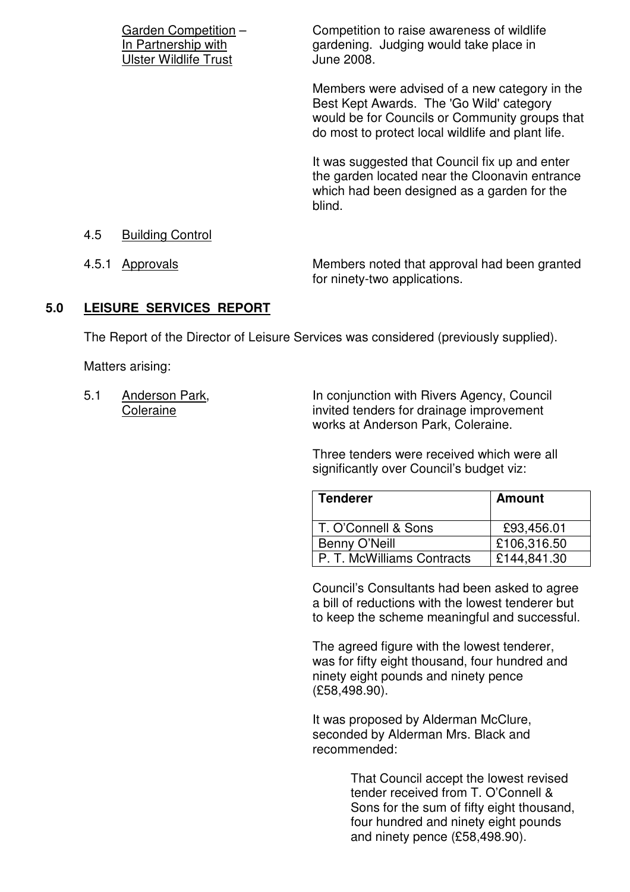Garden Competition – In Partnership with Ulster Wildlife Trust

Competition to raise awareness of wildlife gardening. Judging would take place in June 2008.

Members were advised of a new category in the Best Kept Awards. The 'Go Wild' category would be for Councils or Community groups that do most to protect local wildlife and plant life.

It was suggested that Council fix up and enter the garden located near the Cloonavin entrance which had been designed as a garden for the blind.

4.5 Building Control

4.5.1 Approvals

Members noted that approval had been granted for ninety-two applications.

## 5.0 LEISURE SERVICES REPORT

The Report of the Director of Leisure Services was considered (previously supplied).

Matters arising:

5.1 Anderson Park, Coleraine

In conjunction with Rivers Agency, Council invited tenders for drainage improvement works at Anderson Park, Coleraine.

Three tenders were received which were all significantly over Council's budget viz:

| Tenderer | Amount |
|---|---|
| T. O'Connell & Sons | £93,456.01 |
| Benny O'Neill | £106,316.50 |
| P. T. McWilliams Contracts | £144,841.30 |

Council's Consultants had been asked to agree a bill of reductions with the lowest tenderer but to keep the scheme meaningful and successful.

The agreed figure with the lowest tenderer, was for fifty eight thousand, four hundred and ninety eight pounds and ninety pence (£58,498.90).

It was proposed by Alderman McClure, seconded by Alderman Mrs. Black and recommended:

> That Council accept the lowest revised tender received from T. O'Connell & Sons for the sum of fifty eight thousand, four hundred and ninety eight pounds and ninety pence (£58,498.90).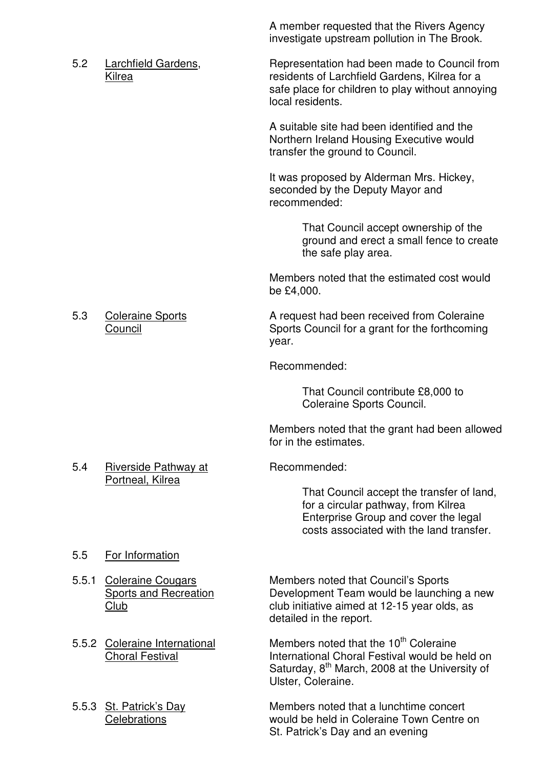A member requested that the Rivers Agency investigate upstream pollution in The Brook.

5.2 <u>Larchfield Gardens, Kilrea</u>

Representation had been made to Council from residents of Larchfield Gardens, Kilrea for a safe place for children to play without annoying local residents.

A suitable site had been identified and the Northern Ireland Housing Executive would transfer the ground to Council.

It was proposed by Alderman Mrs. Hickey, seconded by the Deputy Mayor and recommended:

> That Council accept ownership of the ground and erect a small fence to create the safe play area.

Members noted that the estimated cost would be £4,000.

5.3 <u>Coleraine Sports Council</u>

A request had been received from Coleraine Sports Council for a grant for the forthcoming year.

Recommended:

> That Council contribute £8,000 to Coleraine Sports Council.

Members noted that the grant had been allowed for in the estimates.

5.4 <u>Riverside Pathway at Portneal, Kilrea</u>

Recommended:

> That Council accept the transfer of land, for a circular pathway, from Kilrea Enterprise Group and cover the legal costs associated with the land transfer.

5.5 <u>For Information</u>

5.5.1 <u>Coleraine Cougars Sports and Recreation Club</u>

Members noted that Council's Sports Development Team would be launching a new club initiative aimed at 12-15 year olds, as detailed in the report.

5.5.2 <u>Coleraine International Choral Festival</u>

Members noted that the 10th Coleraine International Choral Festival would be held on Saturday, 8th March, 2008 at the University of Ulster, Coleraine.

5.5.3 <u>St. Patrick's Day Celebrations</u>

Members noted that a lunchtime concert would be held in Coleraine Town Centre on St. Patrick's Day and an evening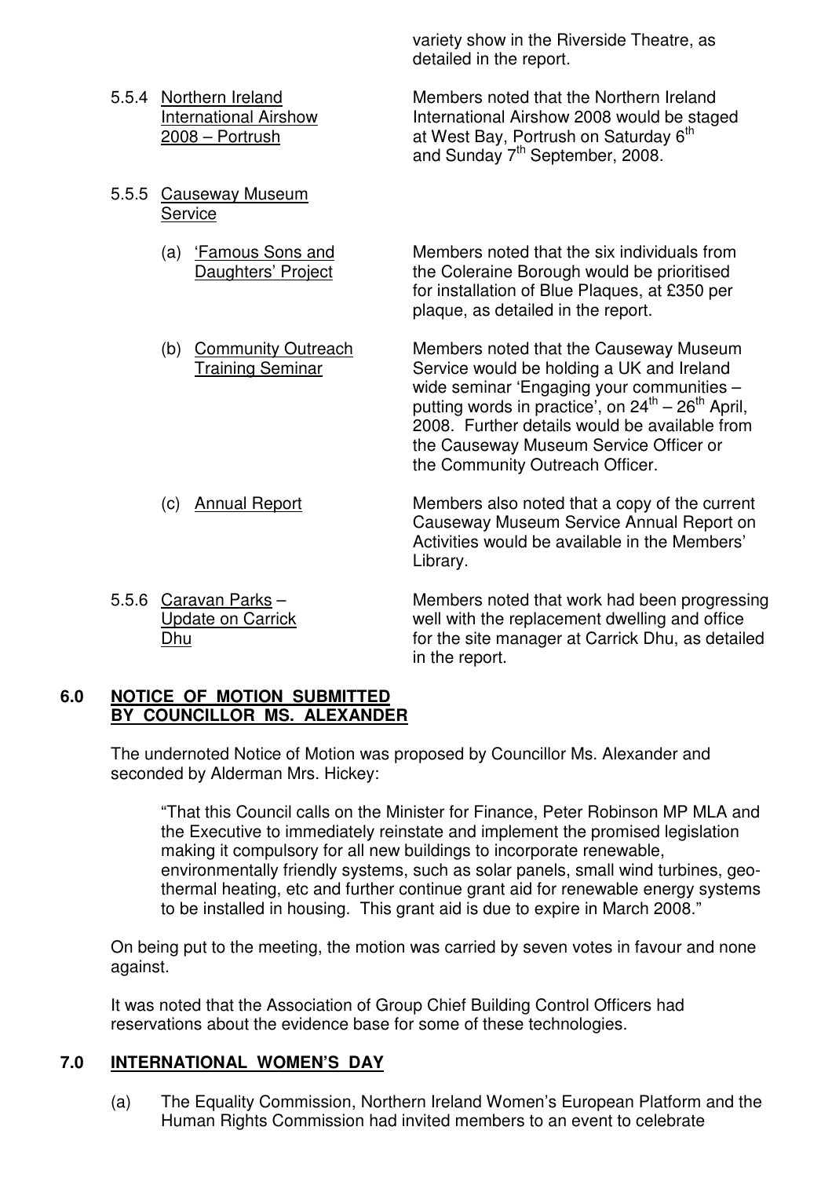variety show in the Riverside Theatre, as detailed in the report.

5.5.4 Northern Ireland International Airshow 2008 – Portrush

Members noted that the Northern Ireland International Airshow 2008 would be staged at West Bay, Portrush on Saturday 6th and Sunday 7th September, 2008.

5.5.5 Causeway Museum Service

(a) 'Famous Sons and Daughters' Project

Members noted that the six individuals from the Coleraine Borough would be prioritised for installation of Blue Plaques, at £350 per plaque, as detailed in the report.

(b) Community Outreach Training Seminar

Members noted that the Causeway Museum Service would be holding a UK and Ireland wide seminar 'Engaging your communities – putting words in practice', on 24th – 26th April, 2008. Further details would be available from the Causeway Museum Service Officer or the Community Outreach Officer.

(c) Annual Report

Members also noted that a copy of the current Causeway Museum Service Annual Report on Activities would be available in the Members' Library.

5.5.6 Caravan Parks – Update on Carrick Dhu

Members noted that work had been progressing well with the replacement dwelling and office for the site manager at Carrick Dhu, as detailed in the report.

## 6.0 NOTICE OF MOTION SUBMITTED BY COUNCILLOR MS. ALEXANDER

The undernoted Notice of Motion was proposed by Councillor Ms. Alexander and seconded by Alderman Mrs. Hickey:

> "That this Council calls on the Minister for Finance, Peter Robinson MP MLA and the Executive to immediately reinstate and implement the promised legislation making it compulsory for all new buildings to incorporate renewable, environmentally friendly systems, such as solar panels, small wind turbines, geo-thermal heating, etc and further continue grant aid for renewable energy systems to be installed in housing. This grant aid is due to expire in March 2008."

On being put to the meeting, the motion was carried by seven votes in favour and none against.

It was noted that the Association of Group Chief Building Control Officers had reservations about the evidence base for some of these technologies.

## 7.0 INTERNATIONAL WOMEN'S DAY

(a) The Equality Commission, Northern Ireland Women's European Platform and the Human Rights Commission had invited members to an event to celebrate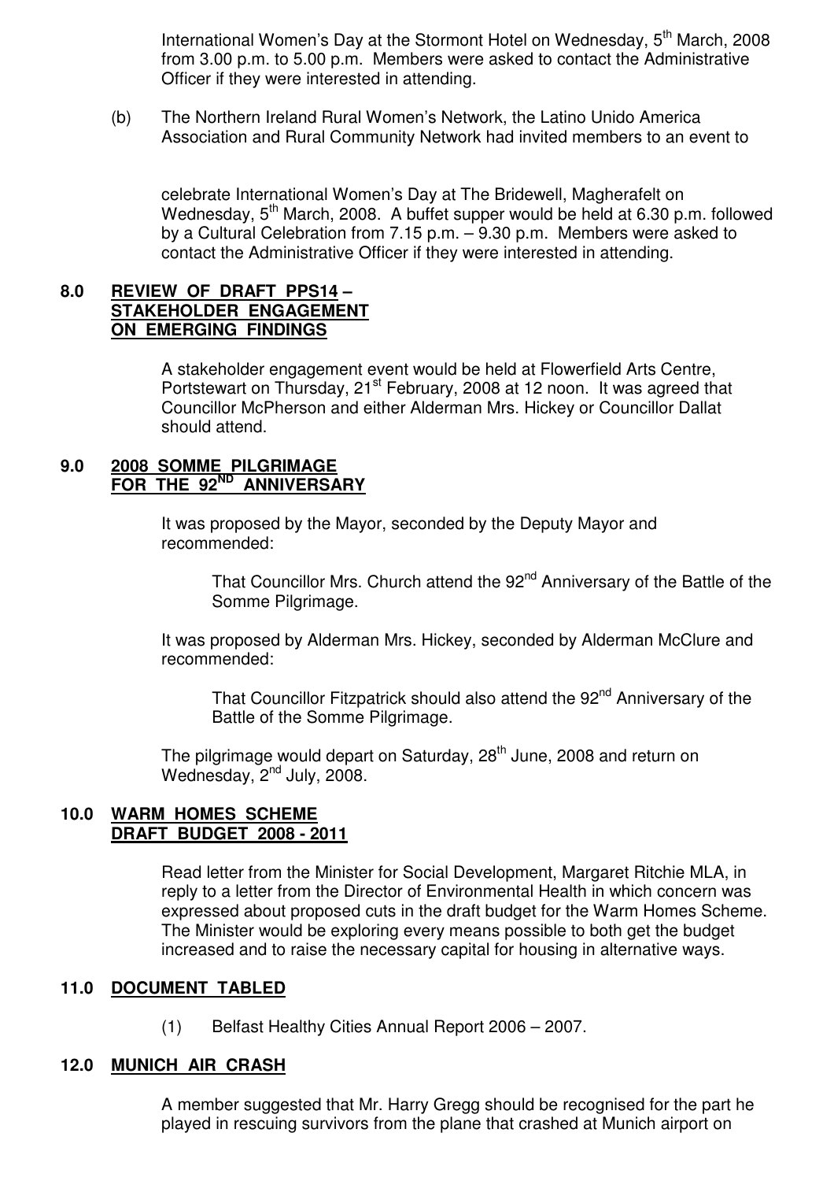International Women's Day at the Stormont Hotel on Wednesday, 5th March, 2008 from 3.00 p.m. to 5.00 p.m. Members were asked to contact the Administrative Officer if they were interested in attending.

(b) The Northern Ireland Rural Women's Network, the Latino Unido America Association and Rural Community Network had invited members to an event to celebrate International Women's Day at The Bridewell, Magherafelt on Wednesday, 5th March, 2008. A buffet supper would be held at 6.30 p.m. followed by a Cultural Celebration from 7.15 p.m. – 9.30 p.m. Members were asked to contact the Administrative Officer if they were interested in attending.

## 8.0 REVIEW OF DRAFT PPS14 – STAKEHOLDER ENGAGEMENT ON EMERGING FINDINGS

A stakeholder engagement event would be held at Flowerfield Arts Centre, Portstewart on Thursday, 21st February, 2008 at 12 noon. It was agreed that Councillor McPherson and either Alderman Mrs. Hickey or Councillor Dallat should attend.

## 9.0 2008 SOMME PILGRIMAGE FOR THE 92ND ANNIVERSARY

It was proposed by the Mayor, seconded by the Deputy Mayor and recommended:

> That Councillor Mrs. Church attend the 92nd Anniversary of the Battle of the Somme Pilgrimage.

It was proposed by Alderman Mrs. Hickey, seconded by Alderman McClure and recommended:

> That Councillor Fitzpatrick should also attend the 92nd Anniversary of the Battle of the Somme Pilgrimage.

The pilgrimage would depart on Saturday, 28th June, 2008 and return on Wednesday, 2nd July, 2008.

## 10.0 WARM HOMES SCHEME DRAFT BUDGET 2008 - 2011

Read letter from the Minister for Social Development, Margaret Ritchie MLA, in reply to a letter from the Director of Environmental Health in which concern was expressed about proposed cuts in the draft budget for the Warm Homes Scheme. The Minister would be exploring every means possible to both get the budget increased and to raise the necessary capital for housing in alternative ways.

## 11.0 DOCUMENT TABLED

(1) Belfast Healthy Cities Annual Report 2006 – 2007.

## 12.0 MUNICH AIR CRASH

A member suggested that Mr. Harry Gregg should be recognised for the part he played in rescuing survivors from the plane that crashed at Munich airport on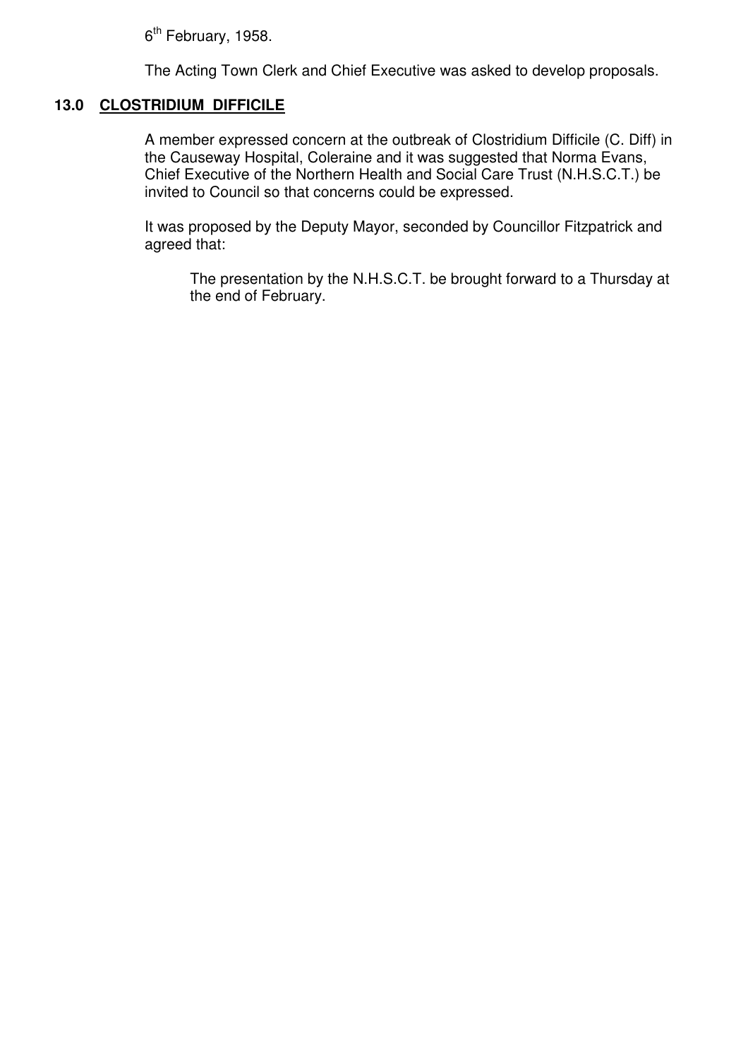6th February, 1958.

The Acting Town Clerk and Chief Executive was asked to develop proposals.

## 13.0 CLOSTRIDIUM DIFFICILE

A member expressed concern at the outbreak of Clostridium Difficile (C. Diff) in the Causeway Hospital, Coleraine and it was suggested that Norma Evans, Chief Executive of the Northern Health and Social Care Trust (N.H.S.C.T.) be invited to Council so that concerns could be expressed.

It was proposed by the Deputy Mayor, seconded by Councillor Fitzpatrick and agreed that:

> The presentation by the N.H.S.C.T. be brought forward to a Thursday at the end of February.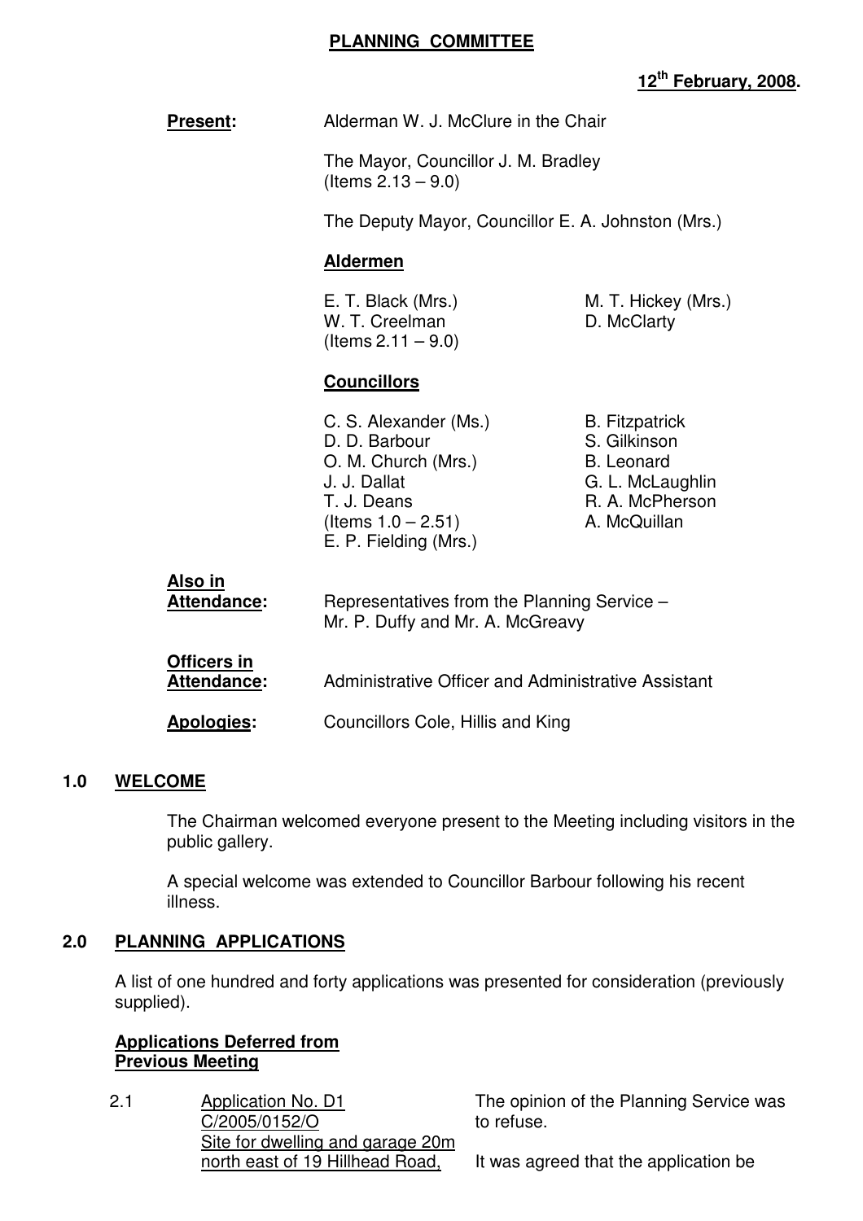**PLANNING COMMITTEE**

**12th February, 2008.**

**Present:** Alderman W. J. McClure in the Chair

The Mayor, Councillor J. M. Bradley (Items 2.13 – 9.0)

The Deputy Mayor, Councillor E. A. Johnston (Mrs.)

**Aldermen**

E. T. Black (Mrs.)
W. T. Creelman (Items 2.11 – 9.0)
M. T. Hickey (Mrs.)
D. McClarty

**Councillors**

C. S. Alexander (Ms.)
D. D. Barbour
O. M. Church (Mrs.)
J. J. Dallat
T. J. Deans (Items 1.0 – 2.51)
E. P. Fielding (Mrs.)
B. Fitzpatrick
S. Gilkinson
B. Leonard
G. L. McLaughlin
R. A. McPherson
A. McQuillan

**Also in Attendance:** Representatives from the Planning Service – Mr. P. Duffy and Mr. A. McGreavy

**Officers in Attendance:** Administrative Officer and Administrative Assistant

**Apologies:** Councillors Cole, Hillis and King

## 1.0 WELCOME

The Chairman welcomed everyone present to the Meeting including visitors in the public gallery.

A special welcome was extended to Councillor Barbour following his recent illness.

## 2.0 PLANNING APPLICATIONS

A list of one hundred and forty applications was presented for consideration (previously supplied).

**Applications Deferred from Previous Meeting**

2.1 Application No. D1
C/2005/0152/O
Site for dwelling and garage 20m north east of 19 Hillhead Road,

The opinion of the Planning Service was to refuse.

It was agreed that the application be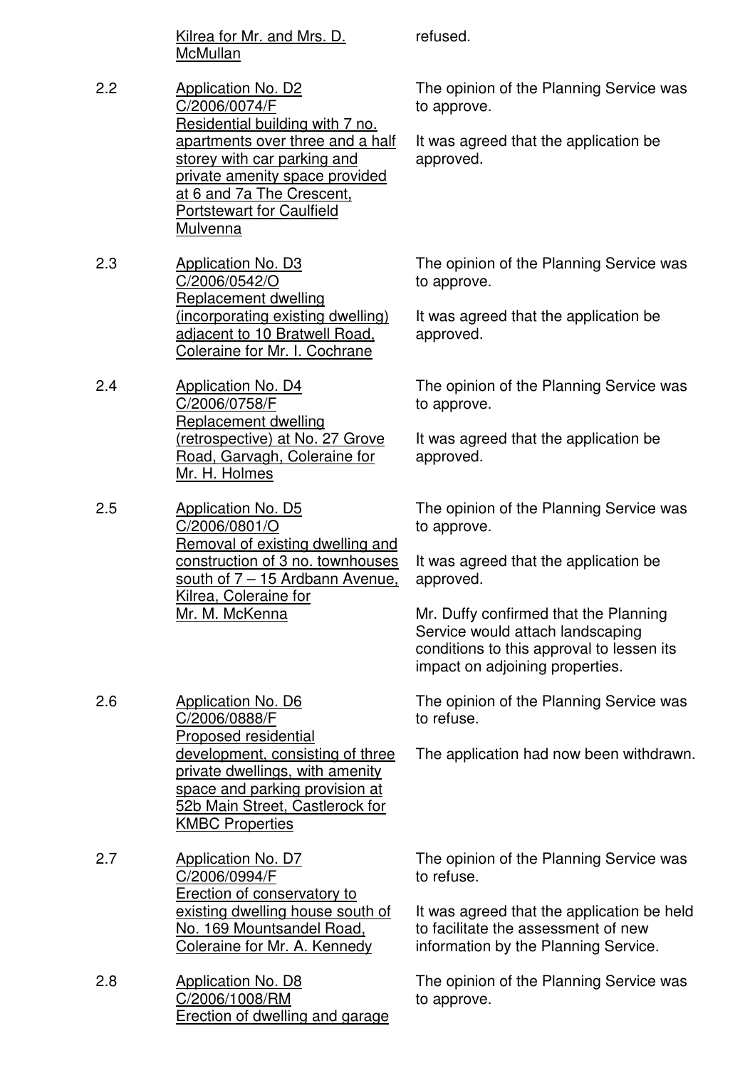| | | |
|---|---|---|
| | <u>Kilrea for Mr. and Mrs. D. McMullan</u> | refused. |
| 2.2 | <u>Application No. D2 C/2006/0074/F Residential building with 7 no. apartments over three and a half storey with car parking and private amenity space provided at 6 and 7a The Crescent, Portstewart for Caulfield Mulvenna</u> | The opinion of the Planning Service was to approve.<br><br>It was agreed that the application be approved. |
| 2.3 | <u>Application No. D3 C/2006/0542/O Replacement dwelling (incorporating existing dwelling) adjacent to 10 Bratwell Road, Coleraine for Mr. I. Cochrane</u> | The opinion of the Planning Service was to approve.<br><br>It was agreed that the application be approved. |
| 2.4 | <u>Application No. D4 C/2006/0758/F Replacement dwelling (retrospective) at No. 27 Grove Road, Garvagh, Coleraine for Mr. H. Holmes</u> | The opinion of the Planning Service was to approve.<br><br>It was agreed that the application be approved. |
| 2.5 | <u>Application No. D5 C/2006/0801/O Removal of existing dwelling and construction of 3 no. townhouses south of 7 – 15 Ardbann Avenue, Kilrea, Coleraine for Mr. M. McKenna</u> | The opinion of the Planning Service was to approve.<br><br>It was agreed that the application be approved.<br><br>Mr. Duffy confirmed that the Planning Service would attach landscaping conditions to this approval to lessen its impact on adjoining properties. |
| 2.6 | <u>Application No. D6 C/2006/0888/F Proposed residential development, consisting of three private dwellings, with amenity space and parking provision at 52b Main Street, Castlerock for KMBC Properties</u> | The opinion of the Planning Service was to refuse.<br><br>The application had now been withdrawn. |
| 2.7 | <u>Application No. D7 C/2006/0994/F Erection of conservatory to existing dwelling house south of No. 169 Mountsandel Road, Coleraine for Mr. A. Kennedy</u> | The opinion of the Planning Service was to refuse.<br><br>It was agreed that the application be held to facilitate the assessment of new information by the Planning Service. |
| 2.8 | <u>Application No. D8 C/2006/1008/RM Erection of dwelling and garage</u> | The opinion of the Planning Service was to approve. |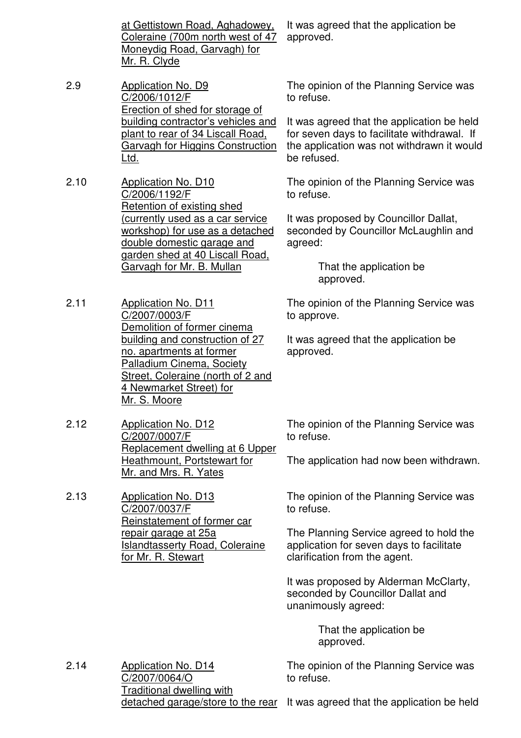| | | |
|---|---|---|
| | <u>at Gettistown Road, Aghadowey, Coleraine (700m north west of 47 Moneydig Road, Garvagh) for Mr. R. Clyde</u> | It was agreed that the application be approved. |
| 2.9 | <u>Application No. D9</u><br><u>C/2006/1012/F</u><br><u>Erection of shed for storage of building contractor's vehicles and plant to rear of 34 Liscall Road, Garvagh for Higgins Construction Ltd.</u> | The opinion of the Planning Service was to refuse.<br><br>It was agreed that the application be held for seven days to facilitate withdrawal. If the application was not withdrawn it would be refused. |
| 2.10 | <u>Application No. D10</u><br><u>C/2006/1192/F</u><br><u>Retention of existing shed (currently used as a car service workshop) for use as a detached double domestic garage and garden shed at 40 Liscall Road, Garvagh for Mr. B. Mullan</u> | The opinion of the Planning Service was to refuse.<br><br>It was proposed by Councillor Dallat, seconded by Councillor McLaughlin and agreed:<br><br>That the application be approved. |
| 2.11 | <u>Application No. D11</u><br><u>C/2007/0003/F</u><br><u>Demolition of former cinema building and construction of 27 no. apartments at former Palladium Cinema, Society Street, Coleraine (north of 2 and 4 Newmarket Street) for Mr. S. Moore</u> | The opinion of the Planning Service was to approve.<br><br>It was agreed that the application be approved. |
| 2.12 | <u>Application No. D12</u><br><u>C/2007/0007/F</u><br><u>Replacement dwelling at 6 Upper Heathmount, Portstewart for Mr. and Mrs. R. Yates</u> | The opinion of the Planning Service was to refuse.<br><br>The application had now been withdrawn. |
| 2.13 | <u>Application No. D13</u><br><u>C/2007/0037/F</u><br><u>Reinstatement of former car repair garage at 25a Islandtasserty Road, Coleraine for Mr. R. Stewart</u> | The opinion of the Planning Service was to refuse.<br><br>The Planning Service agreed to hold the application for seven days to facilitate clarification from the agent.<br><br>It was proposed by Alderman McClarty, seconded by Councillor Dallat and unanimously agreed:<br><br>That the application be approved. |
| 2.14 | <u>Application No. D14</u><br><u>C/2007/0064/O</u><br><u>Traditional dwelling with detached garage/store to the rear</u> | The opinion of the Planning Service was to refuse.<br><br>It was agreed that the application be held |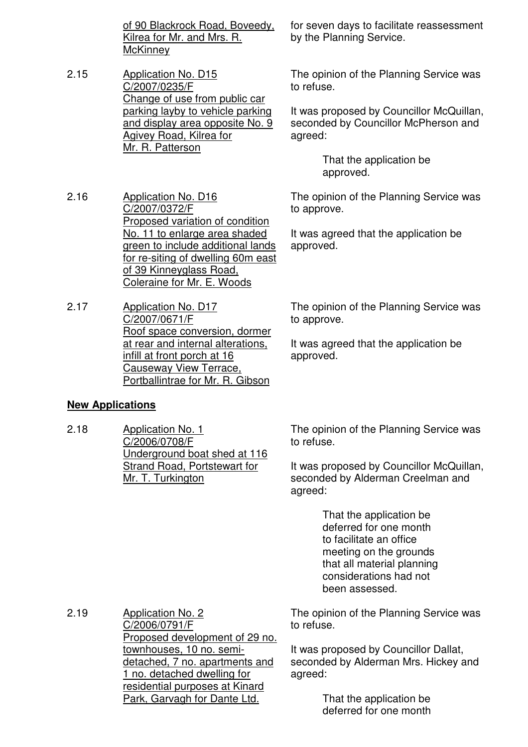of 90 Blackrock Road, Boveedy, Kilrea for Mr. and Mrs. R. McKinney

for seven days to facilitate reassessment by the Planning Service.

2.15 Application No. D15
C/2007/0235/F
Change of use from public car parking layby to vehicle parking and display area opposite No. 9 Agivey Road, Kilrea for Mr. R. Patterson

The opinion of the Planning Service was to refuse.

It was proposed by Councillor McQuillan, seconded by Councillor McPherson and agreed:

> That the application be approved.

2.16 Application No. D16
C/2007/0372/F
Proposed variation of condition No. 11 to enlarge area shaded green to include additional lands for re-siting of dwelling 60m east of 39 Kinneyglass Road, Coleraine for Mr. E. Woods

The opinion of the Planning Service was to approve.

It was agreed that the application be approved.

2.17 Application No. D17
C/2007/0671/F
Roof space conversion, dormer at rear and internal alterations, infill at front porch at 16 Causeway View Terrace, Portballintrae for Mr. R. Gibson

The opinion of the Planning Service was to approve.

It was agreed that the application be approved.

**New Applications**

2.18 Application No. 1
C/2006/0708/F
Underground boat shed at 116 Strand Road, Portstewart for Mr. T. Turkington

The opinion of the Planning Service was to refuse.

It was proposed by Councillor McQuillan, seconded by Alderman Creelman and agreed:

> That the application be deferred for one month to facilitate an office meeting on the grounds that all material planning considerations had not been assessed.

2.19 Application No. 2
C/2006/0791/F
Proposed development of 29 no. townhouses, 10 no. semi-detached, 7 no. apartments and 1 no. detached dwelling for residential purposes at Kinard Park, Garvagh for Dante Ltd.

The opinion of the Planning Service was to refuse.

It was proposed by Councillor Dallat, seconded by Alderman Mrs. Hickey and agreed:

> That the application be deferred for one month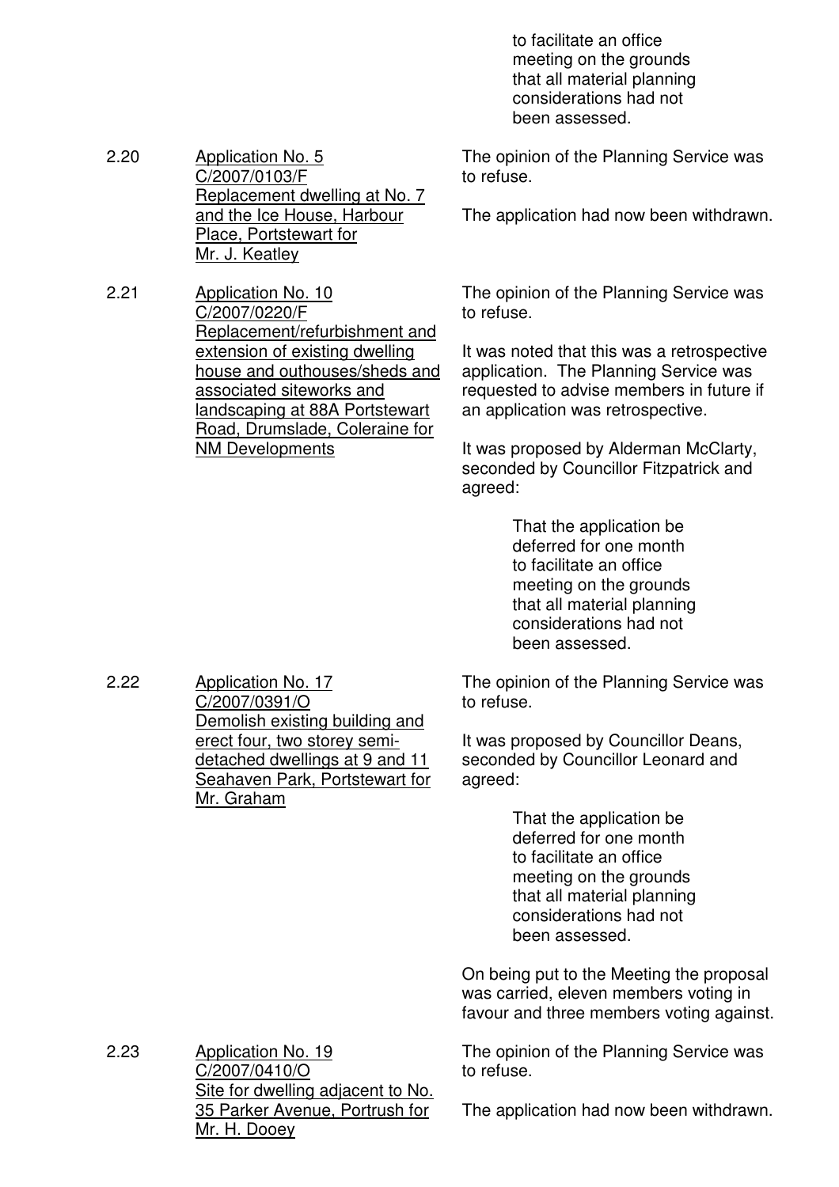to facilitate an office meeting on the grounds that all material planning considerations had not been assessed.

2.20 **Application No. 5**
**C/2007/0103/F**
**Replacement dwelling at No. 7 and the Ice House, Harbour Place, Portstewart for Mr. J. Keatley**

The opinion of the Planning Service was to refuse.

The application had now been withdrawn.

2.21 **Application No. 10**
**C/2007/0220/F**
**Replacement/refurbishment and extension of existing dwelling house and outhouses/sheds and associated siteworks and landscaping at 88A Portstewart Road, Drumslade, Coleraine for NM Developments**

The opinion of the Planning Service was to refuse.

It was noted that this was a retrospective application. The Planning Service was requested to advise members in future if an application was retrospective.

It was proposed by Alderman McClarty, seconded by Councillor Fitzpatrick and agreed:

> That the application be deferred for one month to facilitate an office meeting on the grounds that all material planning considerations had not been assessed.

2.22 **Application No. 17**
**C/2007/0391/O**
**Demolish existing building and erect four, two storey semi-detached dwellings at 9 and 11 Seahaven Park, Portstewart for Mr. Graham**

The opinion of the Planning Service was to refuse.

It was proposed by Councillor Deans, seconded by Councillor Leonard and agreed:

> That the application be deferred for one month to facilitate an office meeting on the grounds that all material planning considerations had not been assessed.

On being put to the Meeting the proposal was carried, eleven members voting in favour and three members voting against.

2.23 **Application No. 19**
**C/2007/0410/O**
**Site for dwelling adjacent to No. 35 Parker Avenue, Portrush for Mr. H. Dooey**

The opinion of the Planning Service was to refuse.

The application had now been withdrawn.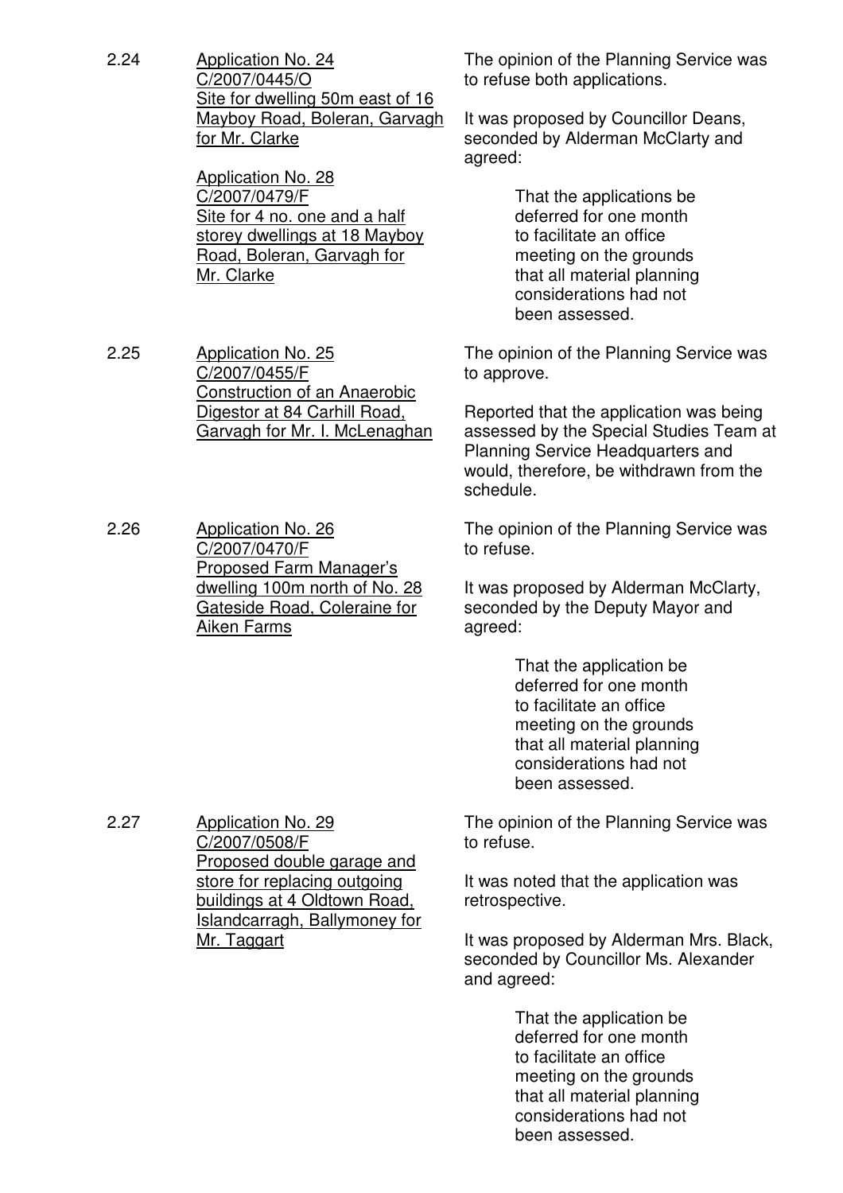2.24 **Application No. 24**
C/2007/0445/O
Site for dwelling 50m east of 16 Mayboy Road, Boleran, Garvagh for Mr. Clarke

**Application No. 28**
C/2007/0479/F
Site for 4 no. one and a half storey dwellings at 18 Mayboy Road, Boleran, Garvagh for Mr. Clarke

The opinion of the Planning Service was to refuse both applications.

It was proposed by Councillor Deans, seconded by Alderman McClarty and agreed:

> That the applications be deferred for one month to facilitate an office meeting on the grounds that all material planning considerations had not been assessed.

2.25 **Application No. 25**
C/2007/0455/F
Construction of an Anaerobic Digestor at 84 Carhill Road, Garvagh for Mr. I. McLenaghan

The opinion of the Planning Service was to approve.

Reported that the application was being assessed by the Special Studies Team at Planning Service Headquarters and would, therefore, be withdrawn from the schedule.

2.26 **Application No. 26**
C/2007/0470/F
Proposed Farm Manager's dwelling 100m north of No. 28 Gateside Road, Coleraine for Aiken Farms

The opinion of the Planning Service was to refuse.

It was proposed by Alderman McClarty, seconded by the Deputy Mayor and agreed:

> That the application be deferred for one month to facilitate an office meeting on the grounds that all material planning considerations had not been assessed.

2.27 **Application No. 29**
C/2007/0508/F
Proposed double garage and store for replacing outgoing buildings at 4 Oldtown Road, Islandcarragh, Ballymoney for Mr. Taggart

The opinion of the Planning Service was to refuse.

It was noted that the application was retrospective.

It was proposed by Alderman Mrs. Black, seconded by Councillor Ms. Alexander and agreed:

> That the application be deferred for one month to facilitate an office meeting on the grounds that all material planning considerations had not been assessed.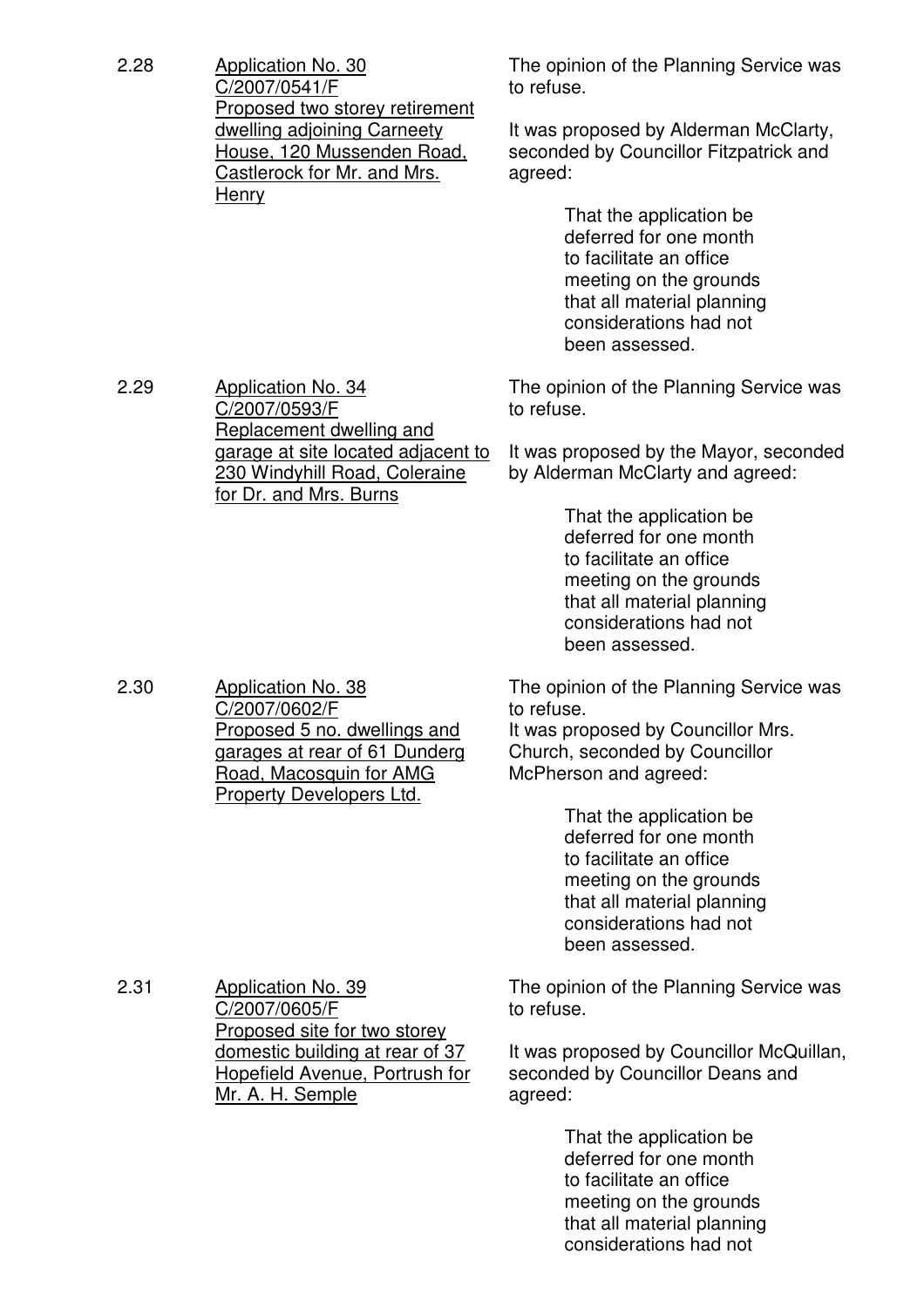2.28 <u>Application No. 30</u>
<u>C/2007/0541/F</u>
<u>Proposed two storey retirement dwelling adjoining Carneety House, 120 Mussenden Road, Castlerock for Mr. and Mrs. Henry</u>

The opinion of the Planning Service was to refuse.

It was proposed by Alderman McClarty, seconded by Councillor Fitzpatrick and agreed:

> That the application be deferred for one month to facilitate an office meeting on the grounds that all material planning considerations had not been assessed.

2.29 <u>Application No. 34</u>
<u>C/2007/0593/F</u>
<u>Replacement dwelling and garage at site located adjacent to 230 Windyhill Road, Coleraine for Dr. and Mrs. Burns</u>

The opinion of the Planning Service was to refuse.

It was proposed by the Mayor, seconded by Alderman McClarty and agreed:

> That the application be deferred for one month to facilitate an office meeting on the grounds that all material planning considerations had not been assessed.

2.30 <u>Application No. 38</u>
<u>C/2007/0602/F</u>
<u>Proposed 5 no. dwellings and garages at rear of 61 Dunderg Road, Macosquin for AMG Property Developers Ltd.</u>

The opinion of the Planning Service was to refuse.
It was proposed by Councillor Mrs. Church, seconded by Councillor McPherson and agreed:

> That the application be deferred for one month to facilitate an office meeting on the grounds that all material planning considerations had not been assessed.

2.31 <u>Application No. 39</u>
<u>C/2007/0605/F</u>
<u>Proposed site for two storey domestic building at rear of 37 Hopefield Avenue, Portrush for Mr. A. H. Semple</u>

The opinion of the Planning Service was to refuse.

It was proposed by Councillor McQuillan, seconded by Councillor Deans and agreed:

> That the application be deferred for one month to facilitate an office meeting on the grounds that all material planning considerations had not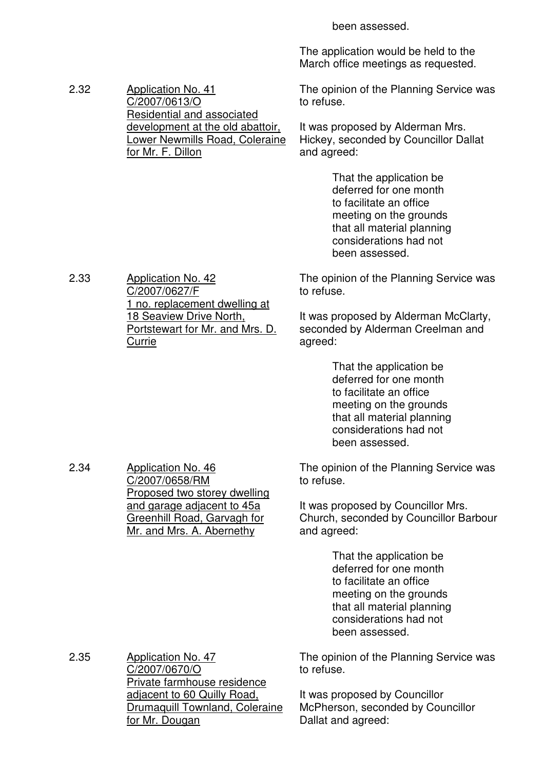been assessed.

The application would be held to the March office meetings as requested.

2.32 Application No. 41
C/2007/0613/O
Residential and associated development at the old abattoir, Lower Newmills Road, Coleraine for Mr. F. Dillon

The opinion of the Planning Service was to refuse.

It was proposed by Alderman Mrs. Hickey, seconded by Councillor Dallat and agreed:

> That the application be deferred for one month to facilitate an office meeting on the grounds that all material planning considerations had not been assessed.

2.33 Application No. 42
C/2007/0627/F
1 no. replacement dwelling at 18 Seaview Drive North, Portstewart for Mr. and Mrs. D. Currie

The opinion of the Planning Service was to refuse.

It was proposed by Alderman McClarty, seconded by Alderman Creelman and agreed:

> That the application be deferred for one month to facilitate an office meeting on the grounds that all material planning considerations had not been assessed.

2.34 Application No. 46
C/2007/0658/RM
Proposed two storey dwelling and garage adjacent to 45a Greenhill Road, Garvagh for Mr. and Mrs. A. Abernethy

The opinion of the Planning Service was to refuse.

It was proposed by Councillor Mrs. Church, seconded by Councillor Barbour and agreed:

> That the application be deferred for one month to facilitate an office meeting on the grounds that all material planning considerations had not been assessed.

2.35 Application No. 47
C/2007/0670/O
Private farmhouse residence adjacent to 60 Quilly Road, Drumaquill Townland, Coleraine for Mr. Dougan

The opinion of the Planning Service was to refuse.

It was proposed by Councillor McPherson, seconded by Councillor Dallat and agreed: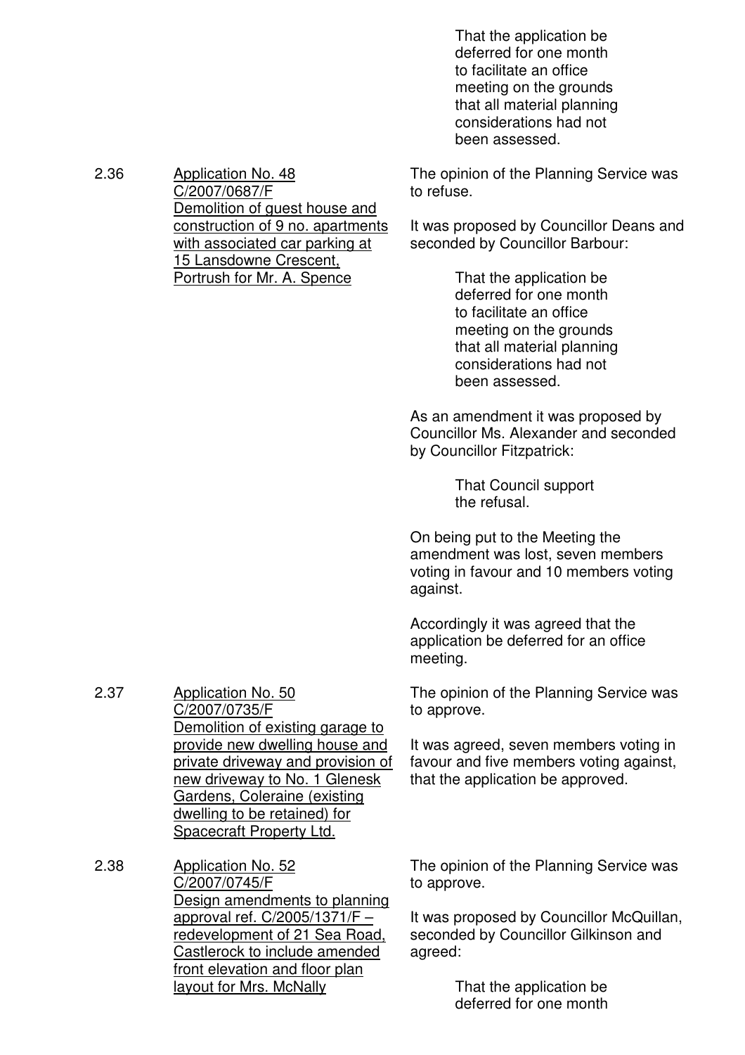That the application be deferred for one month to facilitate an office meeting on the grounds that all material planning considerations had not been assessed.

2.36 <u>Application No. 48 C/2007/0687/F Demolition of guest house and construction of 9 no. apartments with associated car parking at 15 Lansdowne Crescent, Portrush for Mr. A. Spence</u>

The opinion of the Planning Service was to refuse.

It was proposed by Councillor Deans and seconded by Councillor Barbour:

> That the application be deferred for one month to facilitate an office meeting on the grounds that all material planning considerations had not been assessed.

As an amendment it was proposed by Councillor Ms. Alexander and seconded by Councillor Fitzpatrick:

> That Council support the refusal.

On being put to the Meeting the amendment was lost, seven members voting in favour and 10 members voting against.

Accordingly it was agreed that the application be deferred for an office meeting.

2.37 <u>Application No. 50 C/2007/0735/F Demolition of existing garage to provide new dwelling house and private driveway and provision of new driveway to No. 1 Glenesk Gardens, Coleraine (existing dwelling to be retained) for Spacecraft Property Ltd.</u>

The opinion of the Planning Service was to approve.

It was agreed, seven members voting in favour and five members voting against, that the application be approved.

2.38 <u>Application No. 52 C/2007/0745/F Design amendments to planning approval ref. C/2005/1371/F – redevelopment of 21 Sea Road, Castlerock to include amended front elevation and floor plan layout for Mrs. McNally</u>

The opinion of the Planning Service was to approve.

It was proposed by Councillor McQuillan, seconded by Councillor Gilkinson and agreed:

> That the application be deferred for one month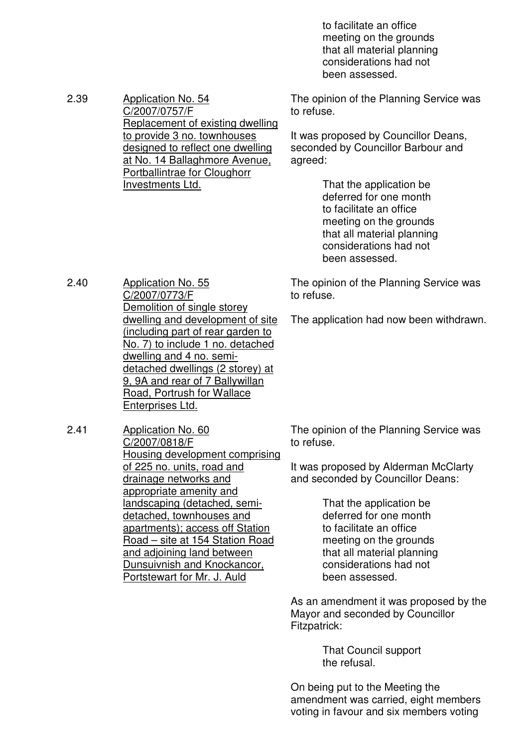to facilitate an office meeting on the grounds that all material planning considerations had not been assessed.

2.39 Application No. 54 C/2007/0757/F Replacement of existing dwelling to provide 3 no. townhouses designed to reflect one dwelling at No. 14 Ballaghmore Avenue, Portballintrae for Cloughorr Investments Ltd.

The opinion of the Planning Service was to refuse.

It was proposed by Councillor Deans, seconded by Councillor Barbour and agreed:

> That the application be deferred for one month to facilitate an office meeting on the grounds that all material planning considerations had not been assessed.

2.40 Application No. 55 C/2007/0773/F Demolition of single storey dwelling and development of site (including part of rear garden to No. 7) to include 1 no. detached dwelling and 4 no. semi-detached dwellings (2 storey) at 9, 9A and rear of 7 Ballywillan Road, Portrush for Wallace Enterprises Ltd.

The opinion of the Planning Service was to refuse.

The application had now been withdrawn.

2.41 Application No. 60 C/2007/0818/F Housing development comprising of 225 no. units, road and drainage networks and appropriate amenity and landscaping (detached, semi-detached, townhouses and apartments); access off Station Road – site at 154 Station Road and adjoining land between Dunsuivnish and Knockancor, Portstewart for Mr. J. Auld

The opinion of the Planning Service was to refuse.

It was proposed by Alderman McClarty and seconded by Councillor Deans:

> That the application be deferred for one month to facilitate an office meeting on the grounds that all material planning considerations had not been assessed.

As an amendment it was proposed by the Mayor and seconded by Councillor Fitzpatrick:

> That Council support the refusal.

On being put to the Meeting the amendment was carried, eight members voting in favour and six members voting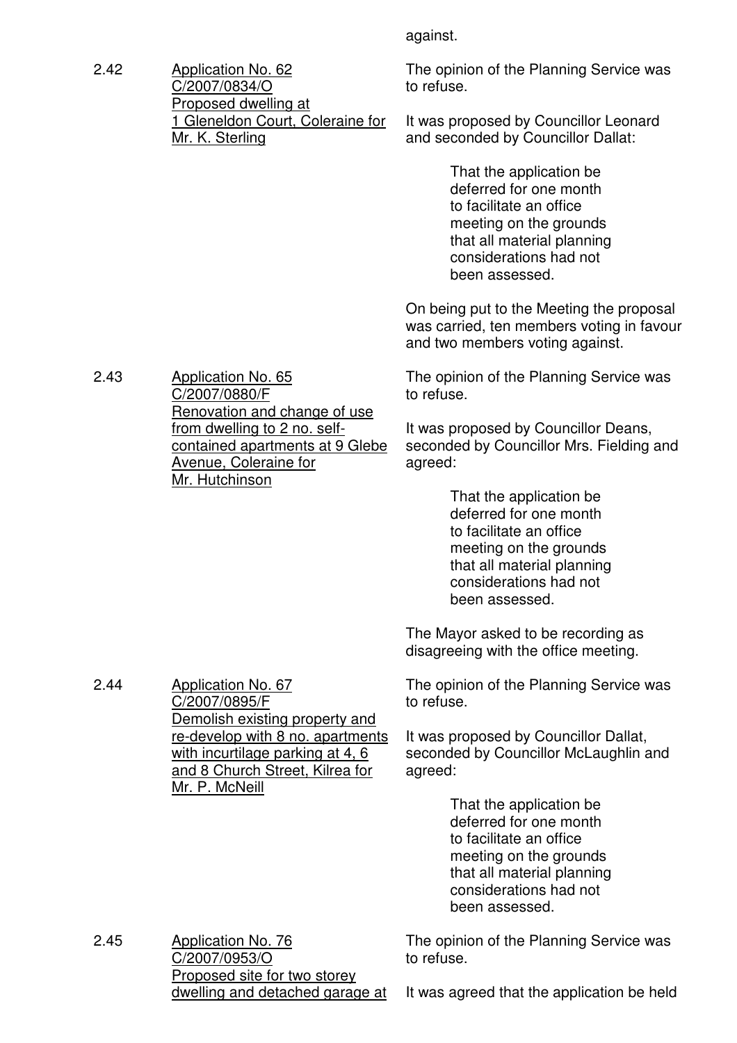against.

2.42 Application No. 62
C/2007/0834/O
Proposed dwelling at
1 Gleneldon Court, Coleraine for
Mr. K. Sterling

The opinion of the Planning Service was to refuse.

It was proposed by Councillor Leonard and seconded by Councillor Dallat:

> That the application be deferred for one month to facilitate an office meeting on the grounds that all material planning considerations had not been assessed.

On being put to the Meeting the proposal was carried, ten members voting in favour and two members voting against.

2.43 Application No. 65
C/2007/0880/F
Renovation and change of use from dwelling to 2 no. self-contained apartments at 9 Glebe Avenue, Coleraine for
Mr. Hutchinson

The opinion of the Planning Service was to refuse.

It was proposed by Councillor Deans, seconded by Councillor Mrs. Fielding and agreed:

> That the application be deferred for one month to facilitate an office meeting on the grounds that all material planning considerations had not been assessed.

The Mayor asked to be recording as disagreeing with the office meeting.

2.44 Application No. 67
C/2007/0895/F
Demolish existing property and re-develop with 8 no. apartments with incurtilage parking at 4, 6 and 8 Church Street, Kilrea for
Mr. P. McNeill

The opinion of the Planning Service was to refuse.

It was proposed by Councillor Dallat, seconded by Councillor McLaughlin and agreed:

> That the application be deferred for one month to facilitate an office meeting on the grounds that all material planning considerations had not been assessed.

2.45 Application No. 76
C/2007/0953/O
Proposed site for two storey dwelling and detached garage at

The opinion of the Planning Service was to refuse.

It was agreed that the application be held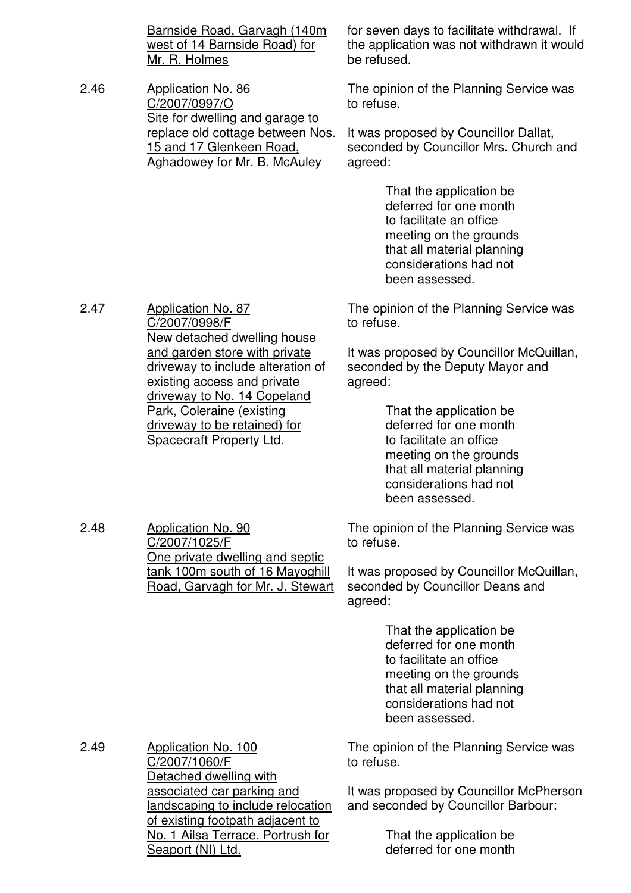<u>Barnside Road, Garvagh (140m west of 14 Barnside Road) for Mr. R. Holmes</u>

for seven days to facilitate withdrawal. If the application was not withdrawn it would be refused.

2.46 <u>Application No. 86 C/2007/0997/O Site for dwelling and garage to replace old cottage between Nos. 15 and 17 Glenkeen Road, Aghadowey for Mr. B. McAuley</u>

The opinion of the Planning Service was to refuse.

It was proposed by Councillor Dallat, seconded by Councillor Mrs. Church and agreed:

> That the application be deferred for one month to facilitate an office meeting on the grounds that all material planning considerations had not been assessed.

2.47 <u>Application No. 87 C/2007/0998/F New detached dwelling house and garden store with private driveway to include alteration of existing access and private driveway to No. 14 Copeland Park, Coleraine (existing driveway to be retained) for Spacecraft Property Ltd.</u>

The opinion of the Planning Service was to refuse.

It was proposed by Councillor McQuillan, seconded by the Deputy Mayor and agreed:

> That the application be deferred for one month to facilitate an office meeting on the grounds that all material planning considerations had not been assessed.

2.48 <u>Application No. 90 C/2007/1025/F One private dwelling and septic tank 100m south of 16 Mayoghill Road, Garvagh for Mr. J. Stewart</u>

The opinion of the Planning Service was to refuse.

It was proposed by Councillor McQuillan, seconded by Councillor Deans and agreed:

> That the application be deferred for one month to facilitate an office meeting on the grounds that all material planning considerations had not been assessed.

2.49 <u>Application No. 100 C/2007/1060/F Detached dwelling with associated car parking and landscaping to include relocation of existing footpath adjacent to No. 1 Ailsa Terrace, Portrush for Seaport (NI) Ltd.</u>

The opinion of the Planning Service was to refuse.

It was proposed by Councillor McPherson and seconded by Councillor Barbour:

> That the application be deferred for one month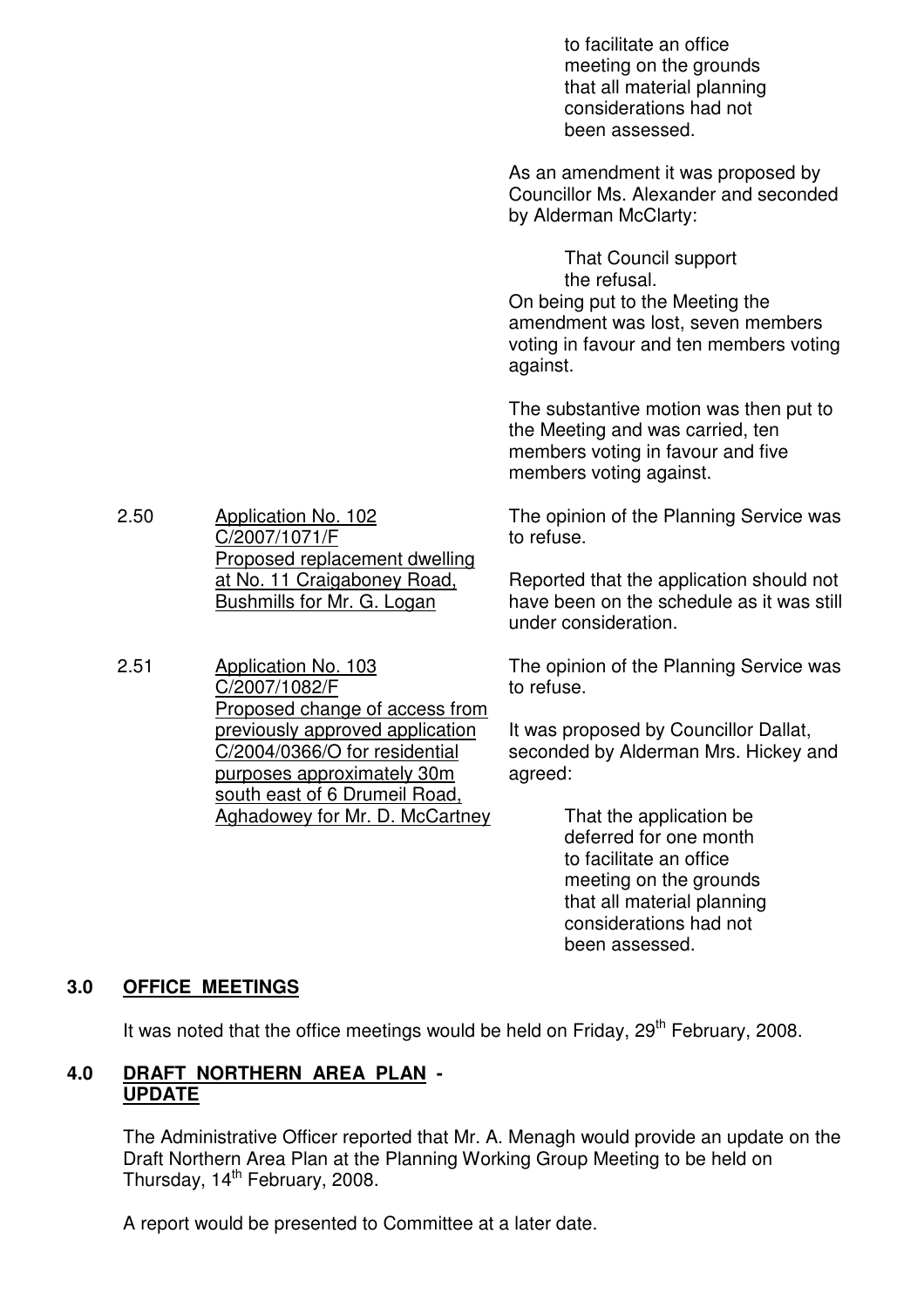to facilitate an office meeting on the grounds that all material planning considerations had not been assessed.

As an amendment it was proposed by Councillor Ms. Alexander and seconded by Alderman McClarty:

> That Council support the refusal.

On being put to the Meeting the amendment was lost, seven members voting in favour and ten members voting against.

The substantive motion was then put to the Meeting and was carried, ten members voting in favour and five members voting against.

2.50 Application No. 102
C/2007/1071/F
Proposed replacement dwelling at No. 11 Craigaboney Road, Bushmills for Mr. G. Logan

The opinion of the Planning Service was to refuse.

Reported that the application should not have been on the schedule as it was still under consideration.

2.51 Application No. 103
C/2007/1082/F
Proposed change of access from previously approved application C/2004/0366/O for residential purposes approximately 30m south east of 6 Drumeil Road, Aghadowey for Mr. D. McCartney

The opinion of the Planning Service was to refuse.

It was proposed by Councillor Dallat, seconded by Alderman Mrs. Hickey and agreed:

> That the application be deferred for one month to facilitate an office meeting on the grounds that all material planning considerations had not been assessed.

## 3.0 OFFICE MEETINGS

It was noted that the office meetings would be held on Friday, 29th February, 2008.

## 4.0 DRAFT NORTHERN AREA PLAN - UPDATE

The Administrative Officer reported that Mr. A. Menagh would provide an update on the Draft Northern Area Plan at the Planning Working Group Meeting to be held on Thursday, 14th February, 2008.

A report would be presented to Committee at a later date.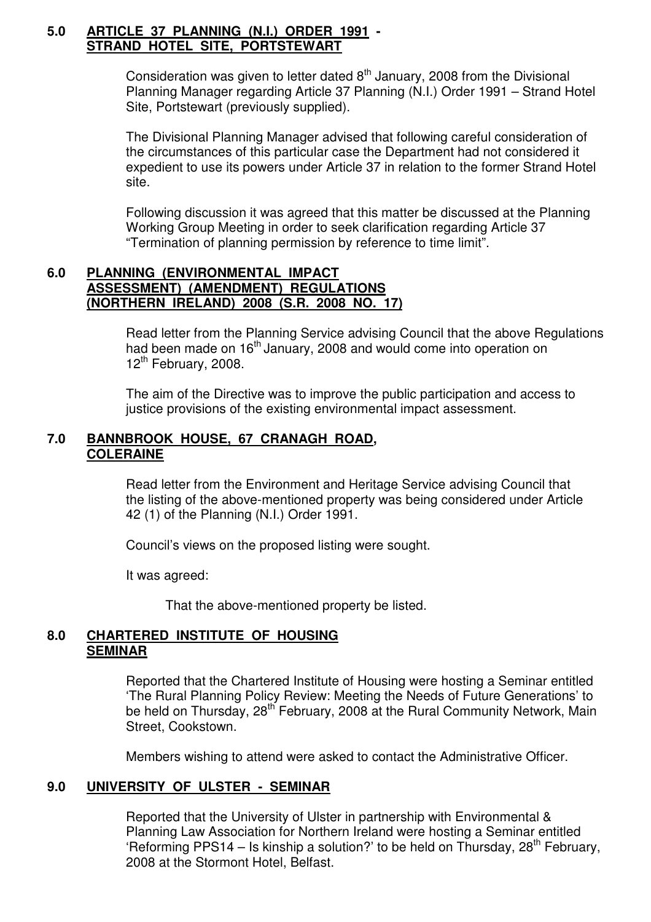## 5.0 ARTICLE 37 PLANNING (N.I.) ORDER 1991 - STRAND HOTEL SITE, PORTSTEWART

Consideration was given to letter dated 8th January, 2008 from the Divisional Planning Manager regarding Article 37 Planning (N.I.) Order 1991 – Strand Hotel Site, Portstewart (previously supplied).

The Divisional Planning Manager advised that following careful consideration of the circumstances of this particular case the Department had not considered it expedient to use its powers under Article 37 in relation to the former Strand Hotel site.

Following discussion it was agreed that this matter be discussed at the Planning Working Group Meeting in order to seek clarification regarding Article 37 "Termination of planning permission by reference to time limit".

## 6.0 PLANNING (ENVIRONMENTAL IMPACT ASSESSMENT) (AMENDMENT) REGULATIONS (NORTHERN IRELAND) 2008 (S.R. 2008 NO. 17)

Read letter from the Planning Service advising Council that the above Regulations had been made on 16th January, 2008 and would come into operation on 12th February, 2008.

The aim of the Directive was to improve the public participation and access to justice provisions of the existing environmental impact assessment.

## 7.0 BANNBROOK HOUSE, 67 CRANAGH ROAD, COLERAINE

Read letter from the Environment and Heritage Service advising Council that the listing of the above-mentioned property was being considered under Article 42 (1) of the Planning (N.I.) Order 1991.

Council's views on the proposed listing were sought.

It was agreed:

That the above-mentioned property be listed.

## 8.0 CHARTERED INSTITUTE OF HOUSING SEMINAR

Reported that the Chartered Institute of Housing were hosting a Seminar entitled 'The Rural Planning Policy Review: Meeting the Needs of Future Generations' to be held on Thursday, 28th February, 2008 at the Rural Community Network, Main Street, Cookstown.

Members wishing to attend were asked to contact the Administrative Officer.

## 9.0 UNIVERSITY OF ULSTER - SEMINAR

Reported that the University of Ulster in partnership with Environmental & Planning Law Association for Northern Ireland were hosting a Seminar entitled 'Reforming PPS14 – Is kinship a solution?' to be held on Thursday, 28th February, 2008 at the Stormont Hotel, Belfast.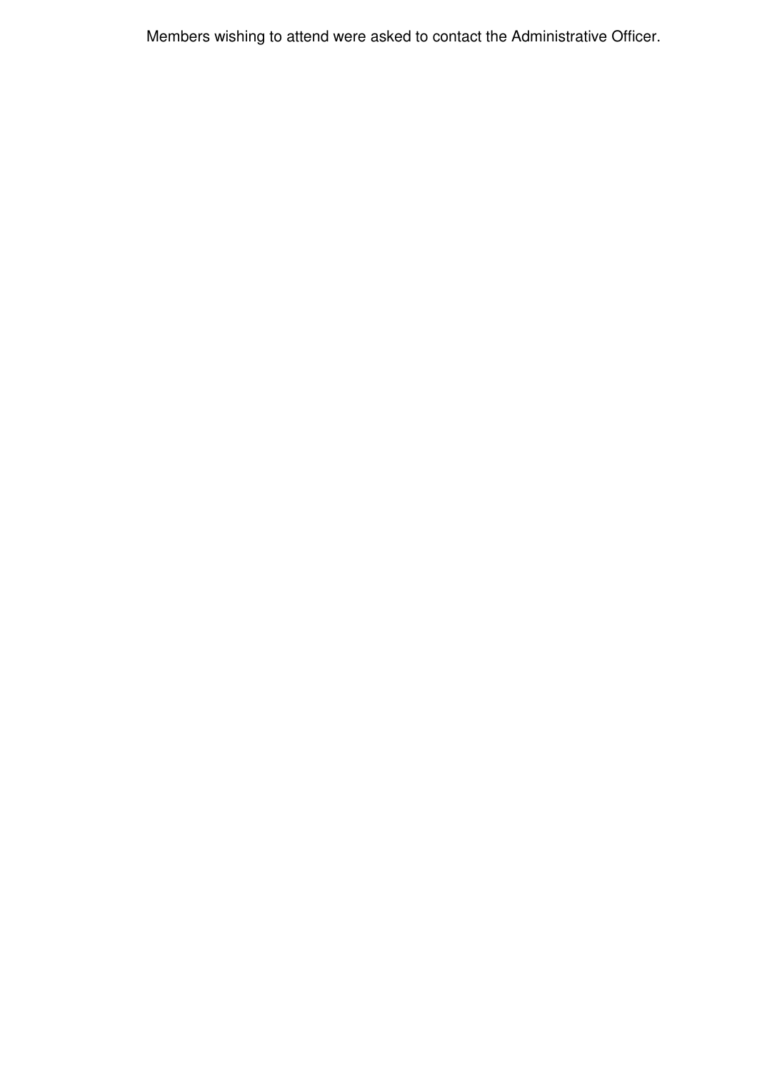Members wishing to attend were asked to contact the Administrative Officer.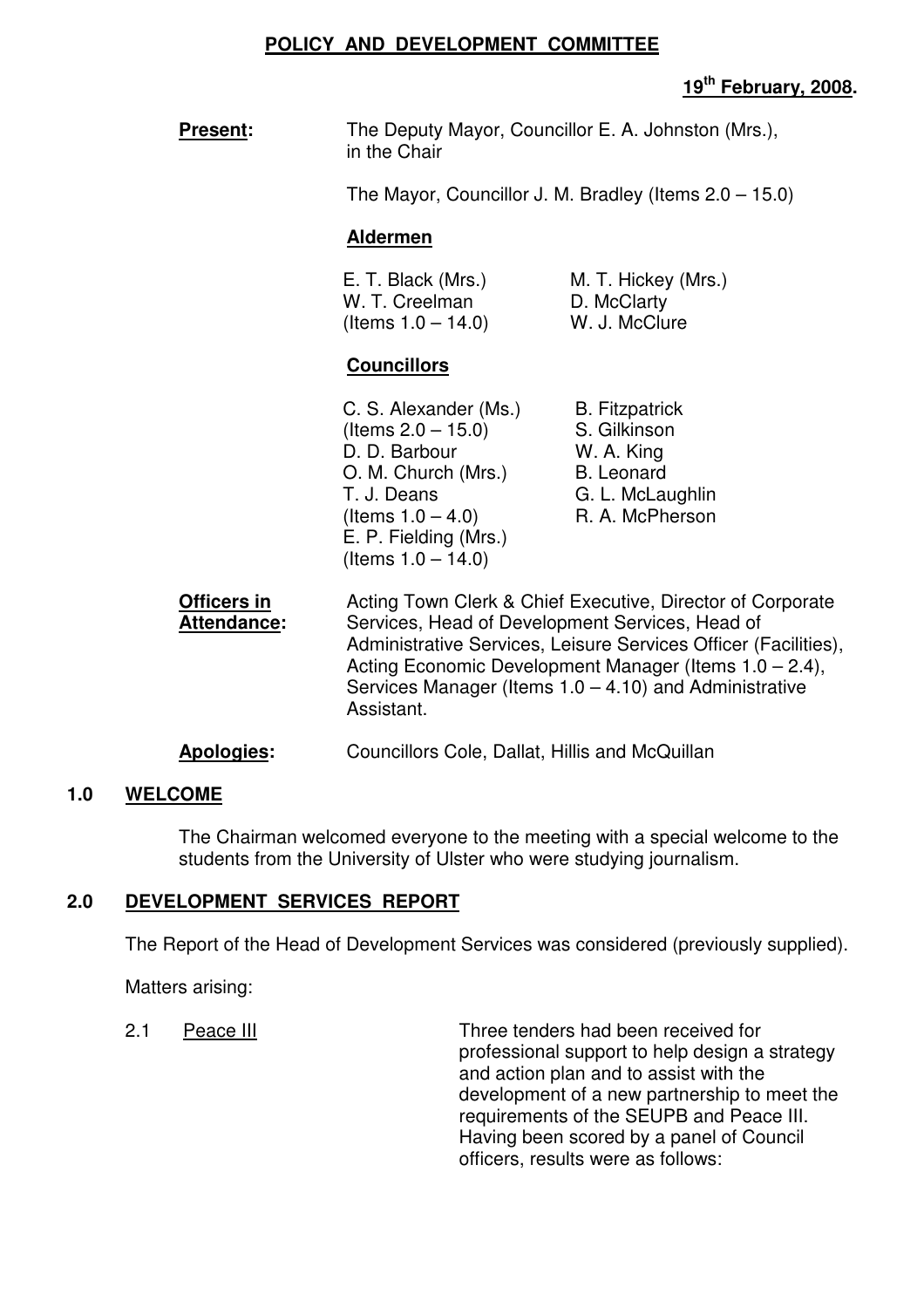# POLICY AND DEVELOPMENT COMMITTEE

**19th February, 2008.**

**Present:** The Deputy Mayor, Councillor E. A. Johnston (Mrs.), in the Chair

The Mayor, Councillor J. M. Bradley (Items 2.0 – 15.0)

**Aldermen**

E. T. Black (Mrs.)
W. T. Creelman (Items 1.0 – 14.0)
M. T. Hickey (Mrs.)
D. McClarty
W. J. McClure

**Councillors**

C. S. Alexander (Ms.) (Items 2.0 – 15.0)
D. D. Barbour
O. M. Church (Mrs.)
T. J. Deans (Items 1.0 – 4.0)
E. P. Fielding (Mrs.) (Items 1.0 – 14.0)
B. Fitzpatrick
S. Gilkinson
W. A. King
B. Leonard
G. L. McLaughlin
R. A. McPherson

**Officers in Attendance:** Acting Town Clerk & Chief Executive, Director of Corporate Services, Head of Development Services, Head of Administrative Services, Leisure Services Officer (Facilities), Acting Economic Development Manager (Items 1.0 – 2.4), Services Manager (Items 1.0 – 4.10) and Administrative Assistant.

**Apologies:** Councillors Cole, Dallat, Hillis and McQuillan

## 1.0 WELCOME

The Chairman welcomed everyone to the meeting with a special welcome to the students from the University of Ulster who were studying journalism.

## 2.0 DEVELOPMENT SERVICES REPORT

The Report of the Head of Development Services was considered (previously supplied).

Matters arising:

2.1 Peace III

Three tenders had been received for professional support to help design a strategy and action plan and to assist with the development of a new partnership to meet the requirements of the SEUPB and Peace III. Having been scored by a panel of Council officers, results were as follows: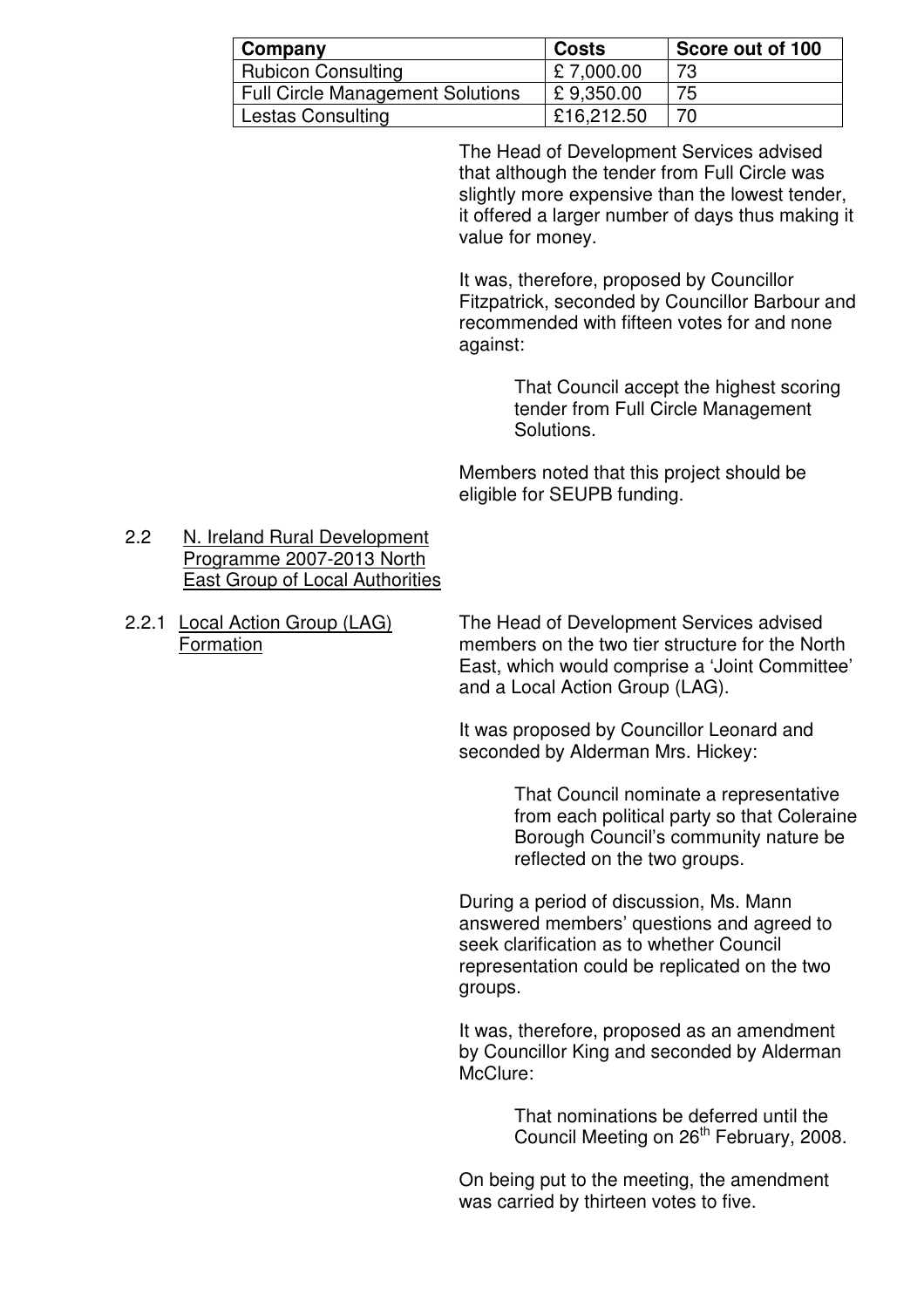| Company | Costs | Score out of 100 |
|---|---|---|
| Rubicon Consulting | £ 7,000.00 | 73 |
| Full Circle Management Solutions | £ 9,350.00 | 75 |
| Lestas Consulting | £16,212.50 | 70 |

The Head of Development Services advised that although the tender from Full Circle was slightly more expensive than the lowest tender, it offered a larger number of days thus making it value for money.

It was, therefore, proposed by Councillor Fitzpatrick, seconded by Councillor Barbour and recommended with fifteen votes for and none against:

> That Council accept the highest scoring tender from Full Circle Management Solutions.

Members noted that this project should be eligible for SEUPB funding.

2.2 N. Ireland Rural Development Programme 2007-2013 North East Group of Local Authorities

2.2.1 Local Action Group (LAG) Formation

The Head of Development Services advised members on the two tier structure for the North East, which would comprise a 'Joint Committee' and a Local Action Group (LAG).

It was proposed by Councillor Leonard and seconded by Alderman Mrs. Hickey:

> That Council nominate a representative from each political party so that Coleraine Borough Council's community nature be reflected on the two groups.

During a period of discussion, Ms. Mann answered members' questions and agreed to seek clarification as to whether Council representation could be replicated on the two groups.

It was, therefore, proposed as an amendment by Councillor King and seconded by Alderman McClure:

> That nominations be deferred until the Council Meeting on 26th February, 2008.

On being put to the meeting, the amendment was carried by thirteen votes to five.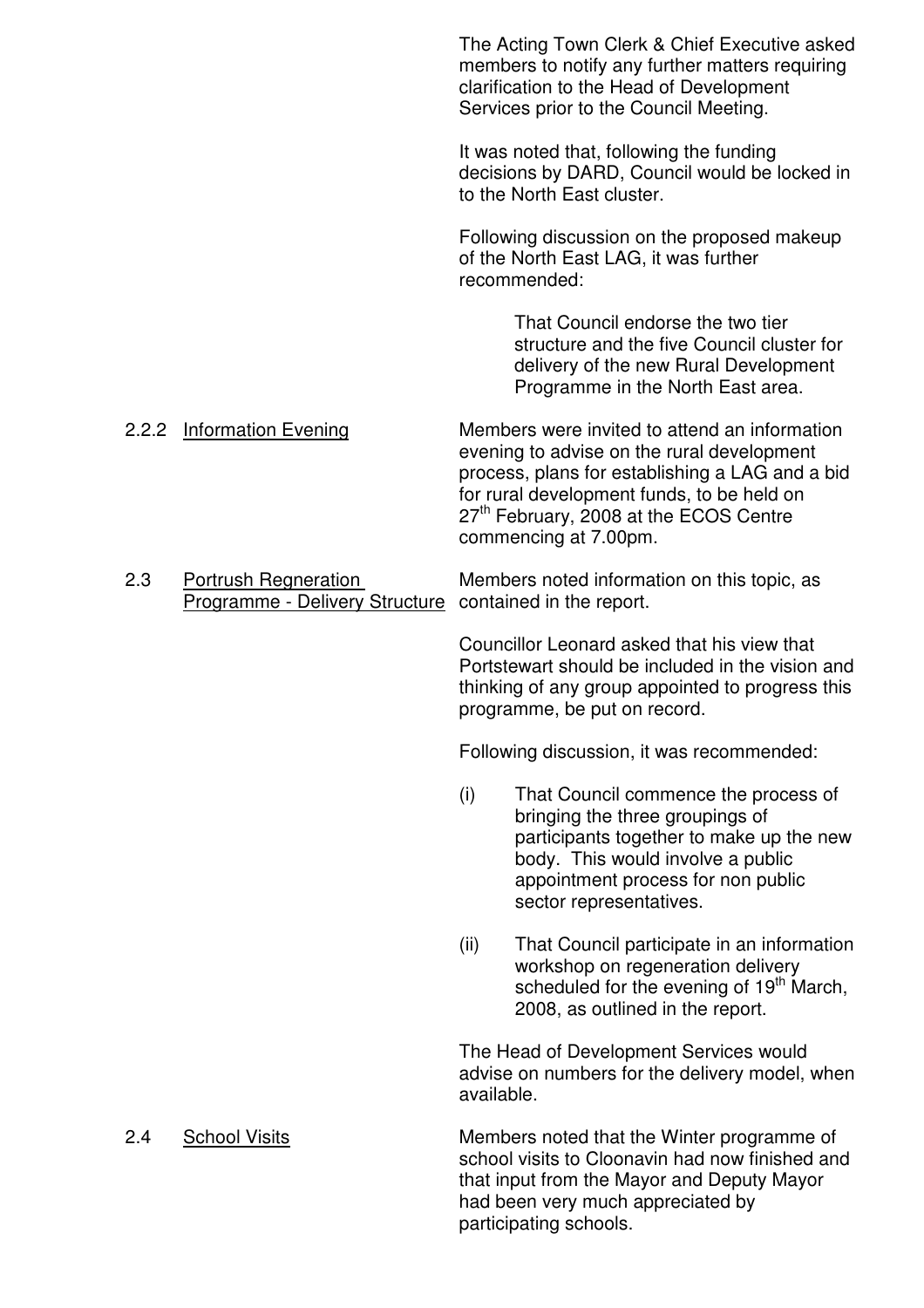The Acting Town Clerk & Chief Executive asked members to notify any further matters requiring clarification to the Head of Development Services prior to the Council Meeting.

It was noted that, following the funding decisions by DARD, Council would be locked in to the North East cluster.

Following discussion on the proposed makeup of the North East LAG, it was further recommended:

> That Council endorse the two tier structure and the five Council cluster for delivery of the new Rural Development Programme in the North East area.

2.2.2 Information Evening

Members were invited to attend an information evening to advise on the rural development process, plans for establishing a LAG and a bid for rural development funds, to be held on 27th February, 2008 at the ECOS Centre commencing at 7.00pm.

2.3 Portrush Regneration Programme - Delivery Structure

Members noted information on this topic, as contained in the report.

Councillor Leonard asked that his view that Portstewart should be included in the vision and thinking of any group appointed to progress this programme, be put on record.

Following discussion, it was recommended:

(i) That Council commence the process of bringing the three groupings of participants together to make up the new body. This would involve a public appointment process for non public sector representatives.

(ii) That Council participate in an information workshop on regeneration delivery scheduled for the evening of 19th March, 2008, as outlined in the report.

The Head of Development Services would advise on numbers for the delivery model, when available.

2.4 School Visits

Members noted that the Winter programme of school visits to Cloonavin had now finished and that input from the Mayor and Deputy Mayor had been very much appreciated by participating schools.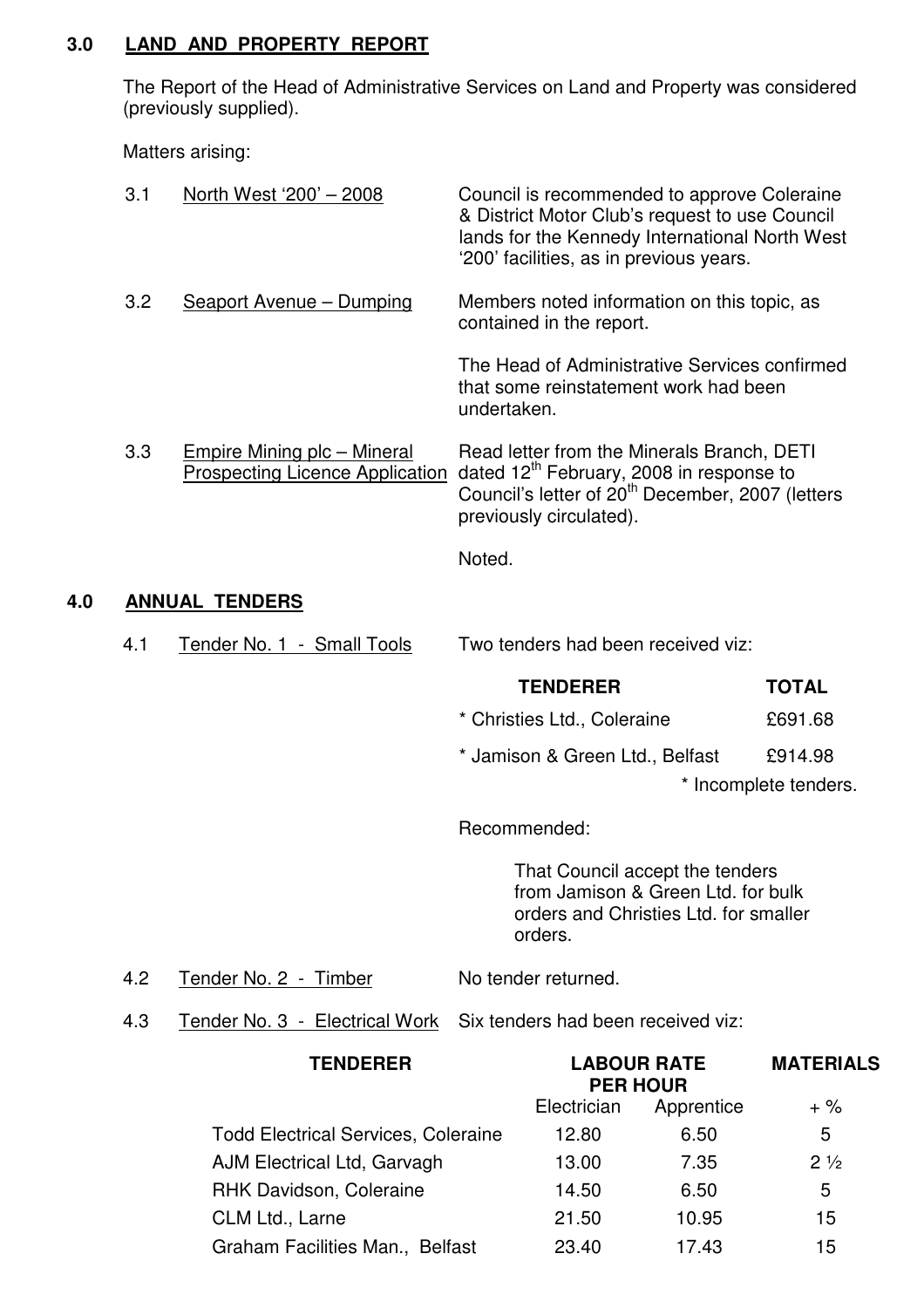## 3.0 LAND AND PROPERTY REPORT

The Report of the Head of Administrative Services on Land and Property was considered (previously supplied).

Matters arising:

3.1 North West '200' – 2008

Council is recommended to approve Coleraine & District Motor Club's request to use Council lands for the Kennedy International North West '200' facilities, as in previous years.

3.2 Seaport Avenue – Dumping

Members noted information on this topic, as contained in the report.

The Head of Administrative Services confirmed that some reinstatement work had been undertaken.

3.3 Empire Mining plc – Mineral Prospecting Licence Application

Read letter from the Minerals Branch, DETI dated 12th February, 2008 in response to Council's letter of 20th December, 2007 (letters previously circulated).

Noted.

## 4.0 ANNUAL TENDERS

4.1 Tender No. 1 - Small Tools

Two tenders had been received viz:

| TENDERER | TOTAL |
|---|---|
| * Christies Ltd., Coleraine | £691.68 |
| * Jamison & Green Ltd., Belfast | £914.98 |

\* Incomplete tenders.

Recommended:

> That Council accept the tenders from Jamison & Green Ltd. for bulk orders and Christies Ltd. for smaller orders.

4.2 Tender No. 2 - Timber

No tender returned.

4.3 Tender No. 3 - Electrical Work

Six tenders had been received viz:

| TENDERER | LABOUR RATE PER HOUR | | MATERIALS |
|---|---|---|---|
| | Electrician | Apprentice | + % |
| Todd Electrical Services, Coleraine | 12.80 | 6.50 | 5 |
| AJM Electrical Ltd, Garvagh | 13.00 | 7.35 | 2 ½ |
| RHK Davidson, Coleraine | 14.50 | 6.50 | 5 |
| CLM Ltd., Larne | 21.50 | 10.95 | 15 |
| Graham Facilities Man., Belfast | 23.40 | 17.43 | 15 |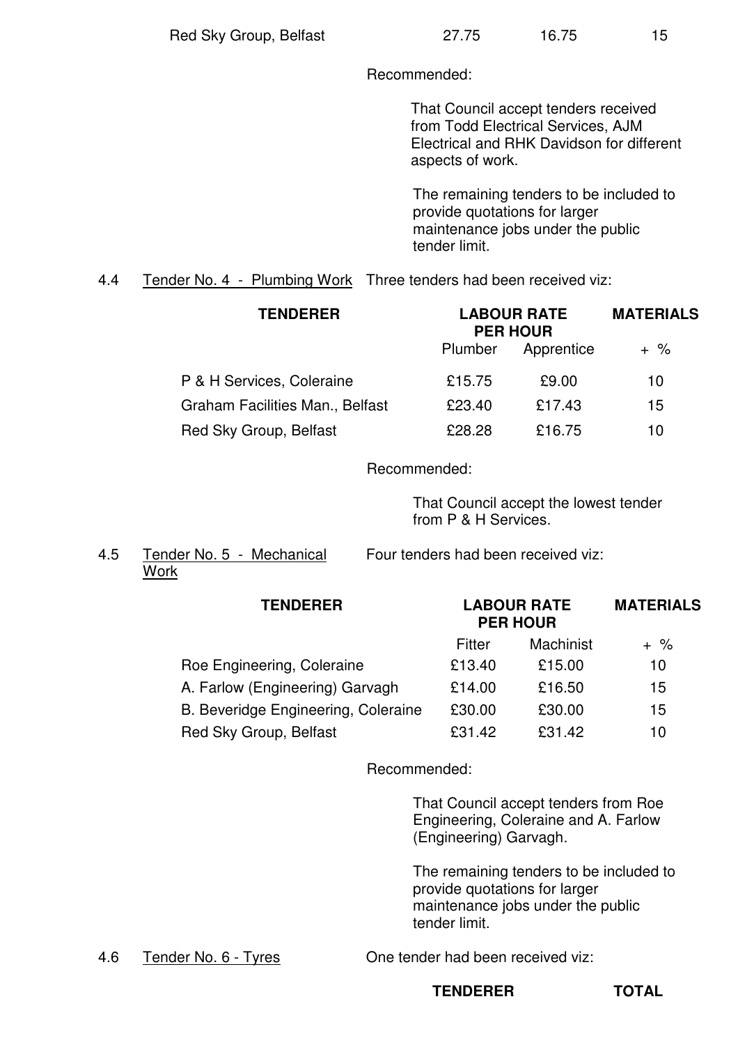| | | | |
|---|---|---|---|
| Red Sky Group, Belfast | 27.75 | 16.75 | 15 |

Recommended:

That Council accept tenders received from Todd Electrical Services, AJM Electrical and RHK Davidson for different aspects of work.

The remaining tenders to be included to provide quotations for larger maintenance jobs under the public tender limit.

4.4 Tender No. 4 - Plumbing Work Three tenders had been received viz:

| TENDERER | LABOUR RATE PER HOUR | | MATERIALS |
|---|---|---|---|
| | Plumber | Apprentice | + % |
| P & H Services, Coleraine | £15.75 | £9.00 | 10 |
| Graham Facilities Man., Belfast | £23.40 | £17.43 | 15 |
| Red Sky Group, Belfast | £28.28 | £16.75 | 10 |

Recommended:

That Council accept the lowest tender from P & H Services.

4.5 Tender No. 5 - Mechanical Work Four tenders had been received viz:

| TENDERER | LABOUR RATE PER HOUR | | MATERIALS |
|---|---|---|---|
| | Fitter | Machinist | + % |
| Roe Engineering, Coleraine | £13.40 | £15.00 | 10 |
| A. Farlow (Engineering) Garvagh | £14.00 | £16.50 | 15 |
| B. Beveridge Engineering, Coleraine | £30.00 | £30.00 | 15 |
| Red Sky Group, Belfast | £31.42 | £31.42 | 10 |

Recommended:

That Council accept tenders from Roe Engineering, Coleraine and A. Farlow (Engineering) Garvagh.

The remaining tenders to be included to provide quotations for larger maintenance jobs under the public tender limit.

4.6 Tender No. 6 - Tyres One tender had been received viz:

| TENDERER | TOTAL |
|---|---|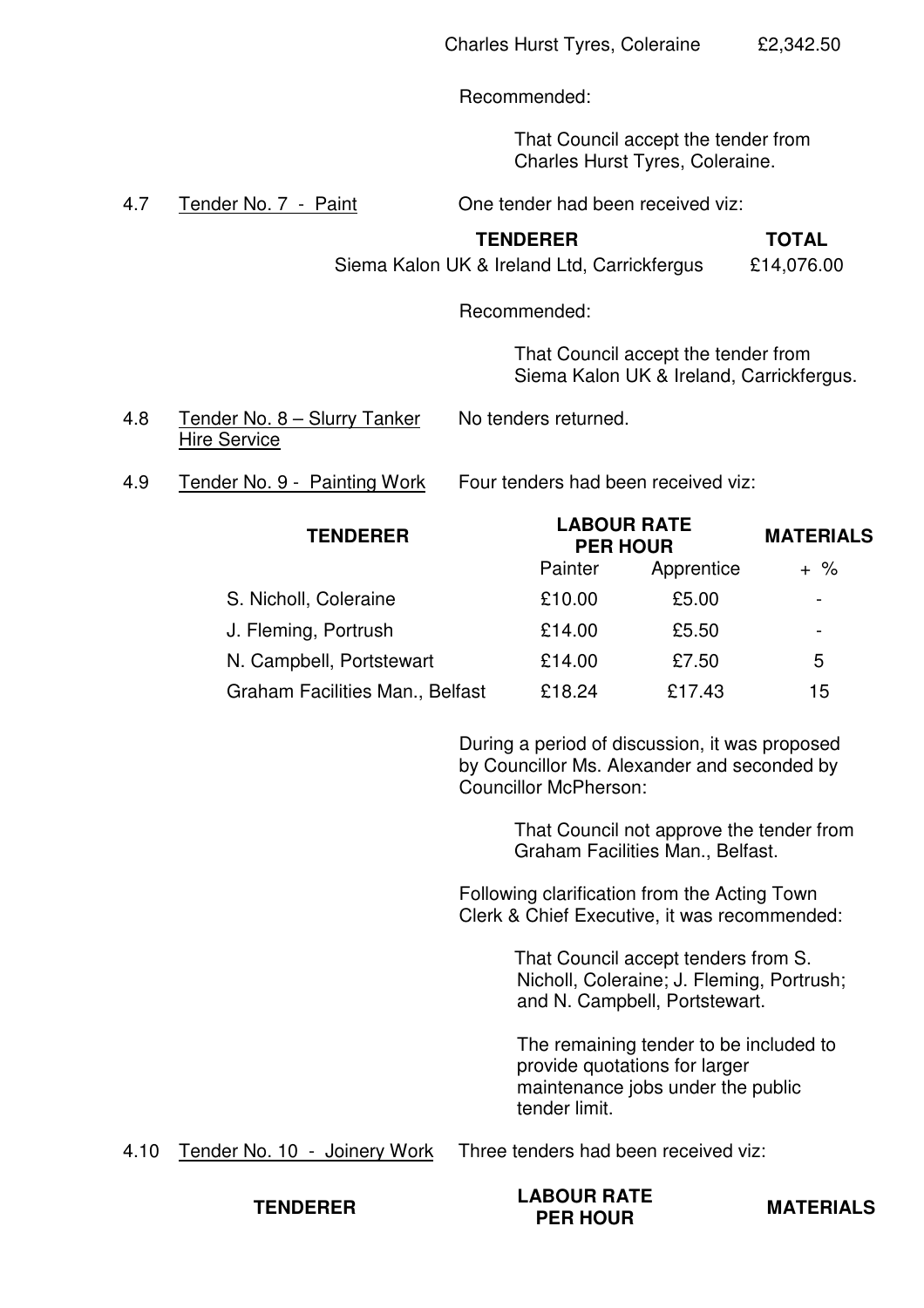| | |
|---|---|
| Charles Hurst Tyres, Coleraine | £2,342.50 |

Recommended:

That Council accept the tender from Charles Hurst Tyres, Coleraine.

4.7 Tender No. 7 - Paint

One tender had been received viz:

| TENDERER | TOTAL |
|---|---|
| Siema Kalon UK & Ireland Ltd, Carrickfergus | £14,076.00 |

Recommended:

That Council accept the tender from Siema Kalon UK & Ireland, Carrickfergus.

4.8 Tender No. 8 – Slurry Tanker Hire Service

No tenders returned.

4.9 Tender No. 9 - Painting Work

Four tenders had been received viz:

| TENDERER | LABOUR RATE PER HOUR | | MATERIALS |
|---|---|---|---|
| | Painter | Apprentice | + % |
| S. Nicholl, Coleraine | £10.00 | £5.00 | - |
| J. Fleming, Portrush | £14.00 | £5.50 | - |
| N. Campbell, Portstewart | £14.00 | £7.50 | 5 |
| Graham Facilities Man., Belfast | £18.24 | £17.43 | 15 |

During a period of discussion, it was proposed by Councillor Ms. Alexander and seconded by Councillor McPherson:

That Council not approve the tender from Graham Facilities Man., Belfast.

Following clarification from the Acting Town Clerk & Chief Executive, it was recommended:

That Council accept tenders from S. Nicholl, Coleraine; J. Fleming, Portrush; and N. Campbell, Portstewart.

The remaining tender to be included to provide quotations for larger maintenance jobs under the public tender limit.

4.10 Tender No. 10 - Joinery Work

Three tenders had been received viz:

| TENDERER | LABOUR RATE PER HOUR | MATERIALS |
|---|---|---|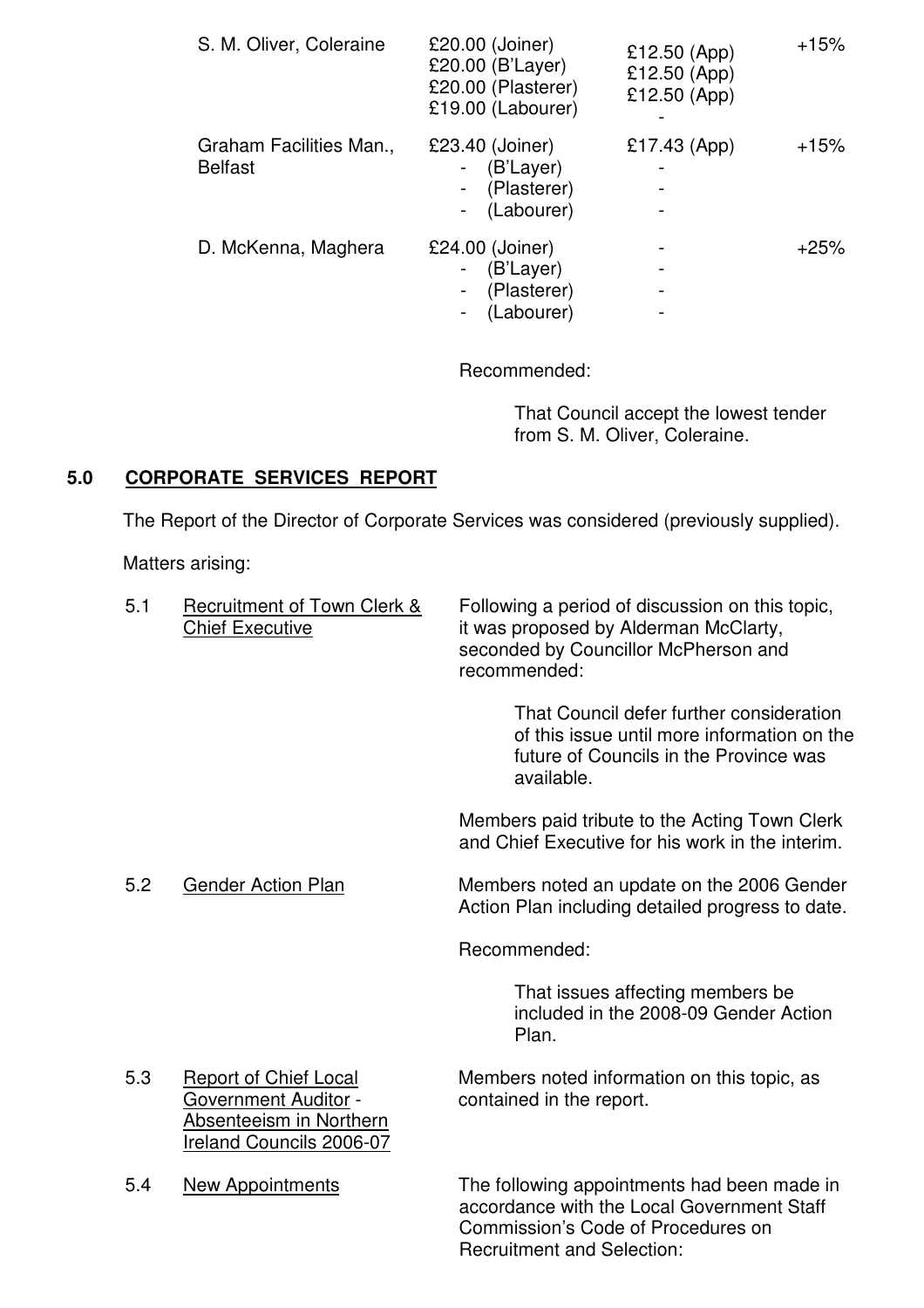| | | | |
|---|---|---|---|
| S. M. Oliver, Coleraine | £20.00 (Joiner)<br>£20.00 (B'Layer)<br>£20.00 (Plasterer)<br>£19.00 (Labourer) | £12.50 (App)<br>£12.50 (App)<br>£12.50 (App)<br>- | +15% |
| Graham Facilities Man., Belfast | £23.40 (Joiner)<br>- (B'Layer)<br>- (Plasterer)<br>- (Labourer) | £17.43 (App)<br>-<br>-<br>- | +15% |
| D. McKenna, Maghera | £24.00 (Joiner)<br>- (B'Layer)<br>- (Plasterer)<br>- (Labourer) | -<br>-<br>-<br>- | +25% |

Recommended:

That Council accept the lowest tender from S. M. Oliver, Coleraine.

## 5.0 CORPORATE SERVICES REPORT

The Report of the Director of Corporate Services was considered (previously supplied).

Matters arising:

5.1 Recruitment of Town Clerk & Chief Executive

Following a period of discussion on this topic, it was proposed by Alderman McClarty, seconded by Councillor McPherson and recommended:

That Council defer further consideration of this issue until more information on the future of Councils in the Province was available.

Members paid tribute to the Acting Town Clerk and Chief Executive for his work in the interim.

5.2 Gender Action Plan

Members noted an update on the 2006 Gender Action Plan including detailed progress to date.

Recommended:

That issues affecting members be included in the 2008-09 Gender Action Plan.

5.3 Report of Chief Local Government Auditor - Absenteeism in Northern Ireland Councils 2006-07

Members noted information on this topic, as contained in the report.

5.4 New Appointments

The following appointments had been made in accordance with the Local Government Staff Commission's Code of Procedures on Recruitment and Selection: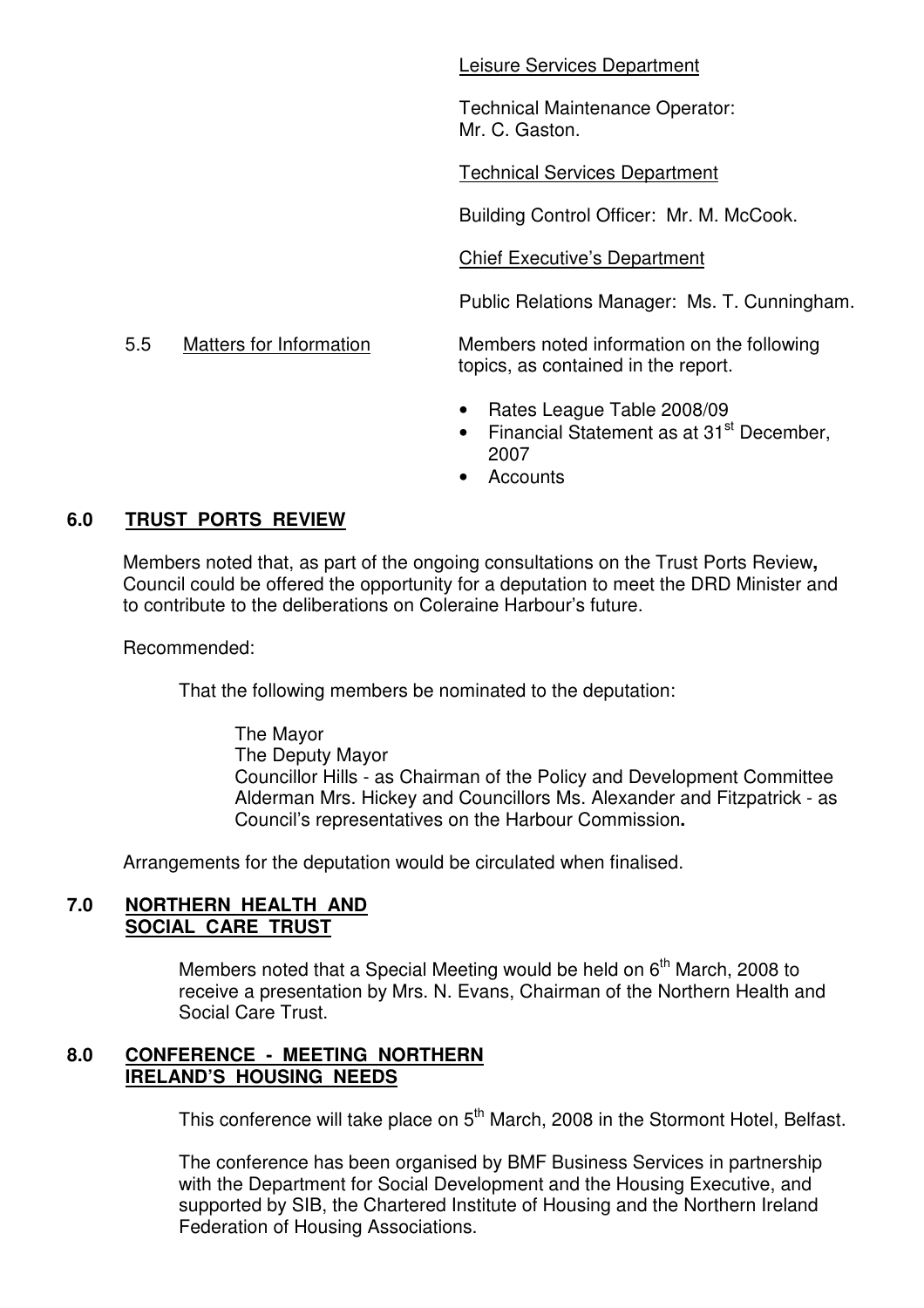Leisure Services Department

Technical Maintenance Operator:
Mr. C. Gaston.

Technical Services Department

Building Control Officer: Mr. M. McCook.

Chief Executive's Department

Public Relations Manager: Ms. T. Cunningham.

5.5 Matters for Information

Members noted information on the following topics, as contained in the report.

- Rates League Table 2008/09
- Financial Statement as at 31st December, 2007
- Accounts

## 6.0 TRUST PORTS REVIEW

Members noted that, as part of the ongoing consultations on the Trust Ports Review**,** Council could be offered the opportunity for a deputation to meet the DRD Minister and to contribute to the deliberations on Coleraine Harbour's future.

Recommended:

That the following members be nominated to the deputation:

The Mayor
The Deputy Mayor
Councillor Hills - as Chairman of the Policy and Development Committee
Alderman Mrs. Hickey and Councillors Ms. Alexander and Fitzpatrick - as Council's representatives on the Harbour Commission**.**

Arrangements for the deputation would be circulated when finalised.

## 7.0 NORTHERN HEALTH AND SOCIAL CARE TRUST

Members noted that a Special Meeting would be held on 6th March, 2008 to receive a presentation by Mrs. N. Evans, Chairman of the Northern Health and Social Care Trust.

## 8.0 CONFERENCE - MEETING NORTHERN IRELAND'S HOUSING NEEDS

This conference will take place on 5th March, 2008 in the Stormont Hotel, Belfast.

The conference has been organised by BMF Business Services in partnership with the Department for Social Development and the Housing Executive, and supported by SIB, the Chartered Institute of Housing and the Northern Ireland Federation of Housing Associations.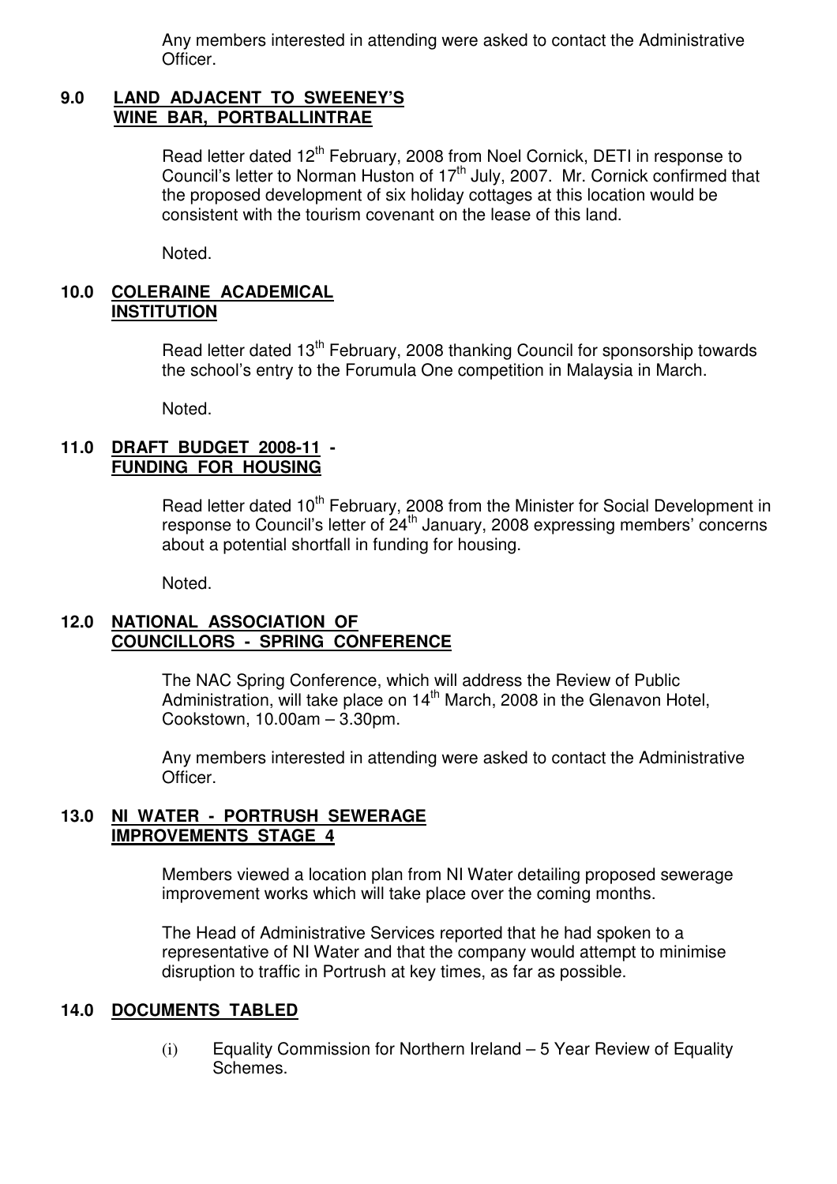Any members interested in attending were asked to contact the Administrative Officer.

## 9.0 LAND ADJACENT TO SWEENEY'S WINE BAR, PORTBALLINTRAE

Read letter dated 12th February, 2008 from Noel Cornick, DETI in response to Council's letter to Norman Huston of 17th July, 2007. Mr. Cornick confirmed that the proposed development of six holiday cottages at this location would be consistent with the tourism covenant on the lease of this land.

Noted.

## 10.0 COLERAINE ACADEMICAL INSTITUTION

Read letter dated 13th February, 2008 thanking Council for sponsorship towards the school's entry to the Forumula One competition in Malaysia in March.

Noted.

## 11.0 DRAFT BUDGET 2008-11 - FUNDING FOR HOUSING

Read letter dated 10th February, 2008 from the Minister for Social Development in response to Council's letter of 24th January, 2008 expressing members' concerns about a potential shortfall in funding for housing.

Noted.

## 12.0 NATIONAL ASSOCIATION OF COUNCILLORS - SPRING CONFERENCE

The NAC Spring Conference, which will address the Review of Public Administration, will take place on 14th March, 2008 in the Glenavon Hotel, Cookstown, 10.00am – 3.30pm.

Any members interested in attending were asked to contact the Administrative Officer.

## 13.0 NI WATER - PORTRUSH SEWERAGE IMPROVEMENTS STAGE 4

Members viewed a location plan from NI Water detailing proposed sewerage improvement works which will take place over the coming months.

The Head of Administrative Services reported that he had spoken to a representative of NI Water and that the company would attempt to minimise disruption to traffic in Portrush at key times, as far as possible.

## 14.0 DOCUMENTS TABLED

(i) Equality Commission for Northern Ireland – 5 Year Review of Equality Schemes.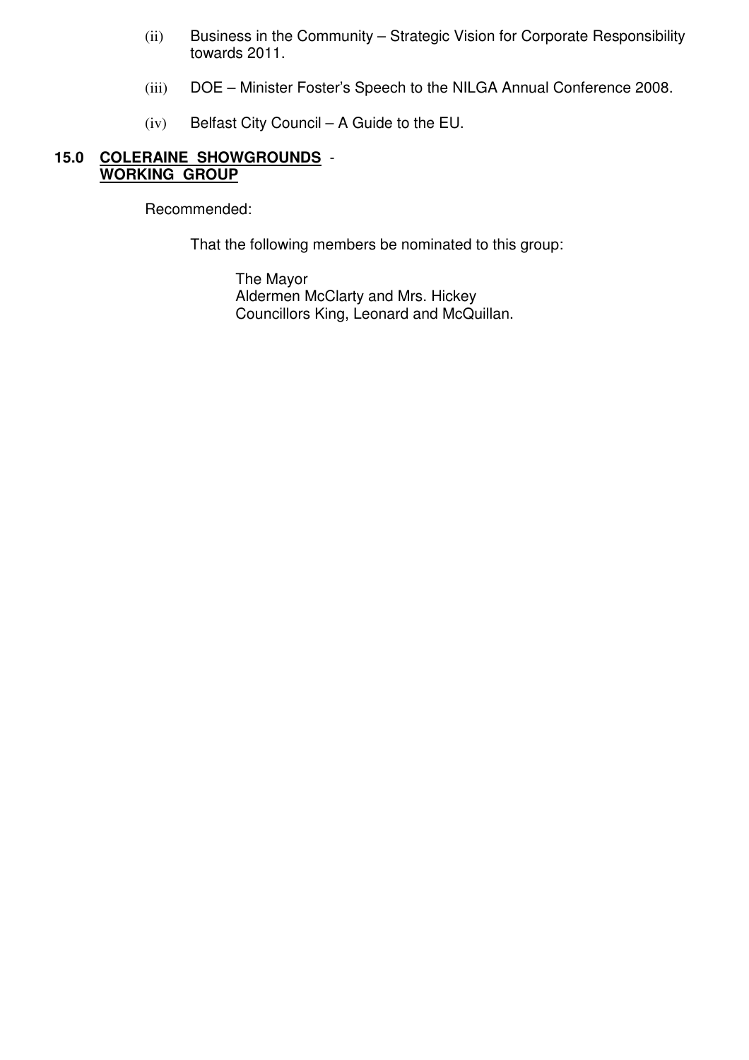(ii) Business in the Community – Strategic Vision for Corporate Responsibility towards 2011.

(iii) DOE – Minister Foster's Speech to the NILGA Annual Conference 2008.

(iv) Belfast City Council – A Guide to the EU.

## 15.0 <u>COLERAINE SHOWGROUNDS</u> - <u>WORKING GROUP</u>

Recommended:

That the following members be nominated to this group:

The Mayor
Aldermen McClarty and Mrs. Hickey
Councillors King, Leonard and McQuillan.